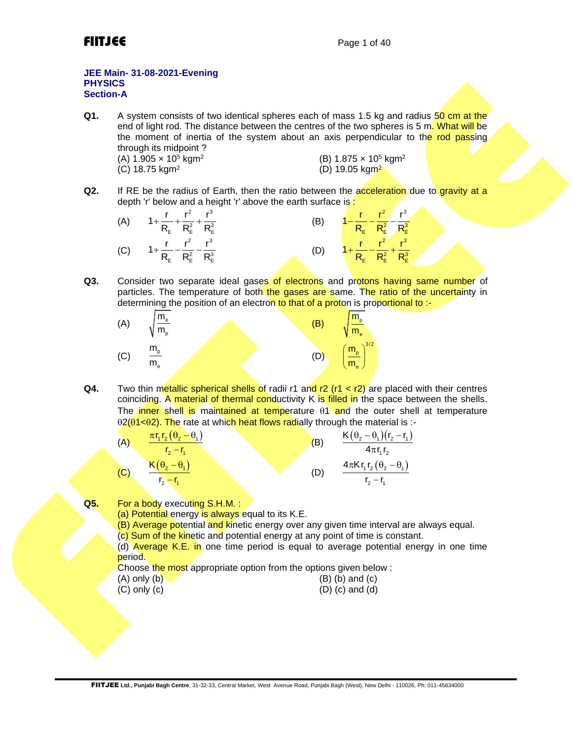**JEE Main- 31-08-2021-Evening**
**PHYSICS**
**Section-A**

**Q1.** A system consists of two identical spheres each of mass 1.5 kg and radius 50 cm at the end of light rod. The distance between the centres of the two spheres is 5 m. What will be the moment of inertia of the system about an axis perpendicular to the rod passing through its midpoint ?

(A) $1.905 \times 10^5$ kgm$^2$
(B) $1.875 \times 10^5$ kgm$^2$
(C) 18.75 kgm$^2$
(D) 19.05 kgm$^2$

**Q2.** If RE be the radius of Earth, then the ratio between the acceleration due to gravity at a depth 'r' below and a height 'r' above the earth surface is :

(A) $1+\frac{r}{R_E}+\frac{r^2}{R_E^2}+\frac{r^3}{R_E^3}$
(B) $1-\frac{r}{R_E}-\frac{r^2}{R_E^2}-\frac{r^3}{R_E^3}$
(C) $1+\frac{r}{R_E}-\frac{r^2}{R_E^2}-\frac{r^3}{R_E^3}$
(D) $1+\frac{r}{R_E}-\frac{r^2}{R_E^2}+\frac{r^3}{R_E^3}$

**Q3.** Consider two separate ideal gases of electrons and protons having same number of particles. The temperature of both the gases are same. The ratio of the uncertainty in determining the position of an electron to that of a proton is proportional to :-

(A) $\sqrt{\frac{m_e}{m_p}}$
(B) $\sqrt{\frac{m_p}{m_e}}$
(C) $\frac{m_p}{m_e}$
(D) $\left(\frac{m_p}{m_e}\right)^{3/2}$

**Q4.** Two thin metallic spherical shells of radii r1 and r2 (r1 < r2) are placed with their centres coinciding. A material of thermal conductivity K is filled in the space between the shells. The inner shell is maintained at temperature $\theta 1$ and the outer shell at temperature $\theta 2$($\theta 1 < \theta 2$). The rate at which heat flows radially through the material is :-

(A) $\frac{\pi r_1 r_2 (\theta_2 - \theta_1)}{r_2 - r_1}$
(B) $\frac{K(\theta_2 - \theta_1)(r_2 - r_1)}{4\pi r_1 r_2}$
(C) $\frac{K(\theta_2 - \theta_1)}{r_2 - r_1}$
(D) $\frac{4\pi K r_1 r_2 (\theta_2 - \theta_1)}{r_2 - r_1}$

**Q5.** For a body executing S.H.M. :
(a) Potential energy is always equal to its K.E.
(B) Average potential and kinetic energy over any given time interval are always equal.
(c) Sum of the kinetic and potential energy at any point of time is constant.
(d) Average K.E. in one time period is equal to average potential energy in one time period.

Choose the most appropriate option from the options given below :

(A) only (b)
(B) (b) and (c)
(C) only (c)
(D) (c) and (d)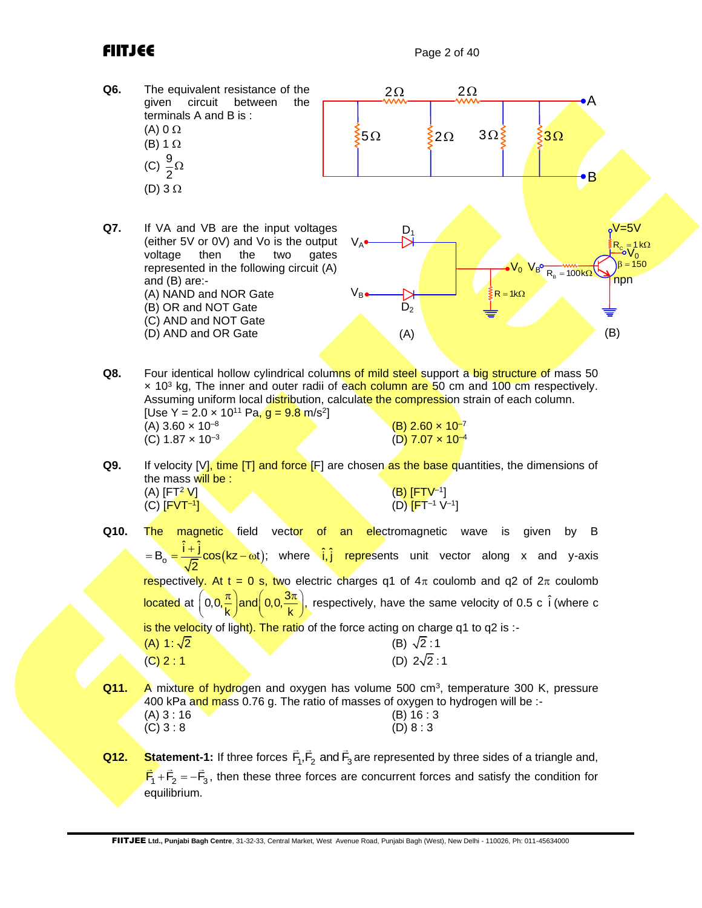**Q6.** The equivalent resistance of the given circuit between the terminals A and B is :

(A) 0 Ω
(B) 1 Ω
(C) $\frac{9}{2}\Omega$
(D) 3 Ω

**Q7.** If VA and VB are the input voltages (either 5V or 0V) and Vo is the output voltage then the two gates represented in the following circuit (A) and (B) are:-

(A) NAND and NOR Gate
(B) OR and NOT Gate
(C) AND and NOT Gate
(D) AND and OR Gate

**Q8.** Four identical hollow cylindrical columns of mild steel support a big structure of mass 50 × $10^3$ kg, The inner and outer radii of each column are 50 cm and 100 cm respectively. Assuming uniform local distribution, calculate the compression strain of each column. [Use Y = 2.0 × $10^{11}$ Pa, g = 9.8 m/$s^2$]

(A) 3.60 × $10^{-8}$
(B) 2.60 × $10^{-7}$
(C) 1.87 × $10^{-3}$
(D) 7.07 × $10^{-4}$

**Q9.** If velocity [V], time [T] and force [F] are chosen as the base quantities, the dimensions of the mass will be :

(A) $[FT^2 V]$
(B) $[FTV^{-1}]$
(C) $[FVT^{-1}]$
(D) $[FT^{-1} V^{-1}]$

**Q10.** The magnetic field vector of an electromagnetic wave is given by $B = B_o = \frac{\hat{i}+\hat{j}}{\sqrt{2}}\cos(kz-\omega t)$; where $\hat{i},\hat{j}$ represents unit vector along x and y-axis respectively. At t = 0 s, two electric charges q1 of 4π coulomb and q2 of 2π coulomb located at $\left(0,0,\frac{\pi}{k}\right)$ and $\left(0,0,\frac{3\pi}{k}\right)$, respectively, have the same velocity of 0.5 c $\hat{i}$ (where c is the velocity of light). The ratio of the force acting on charge q1 to q2 is :-

(A) $1:\sqrt{2}$
(B) $\sqrt{2}:1$
(C) 2 : 1
(D) $2\sqrt{2}:1$

**Q11.** A mixture of hydrogen and oxygen has volume 500 $cm^3$, temperature 300 K, pressure 400 kPa and mass 0.76 g. The ratio of masses of oxygen to hydrogen will be :-

(A) 3 : 16
(B) 16 : 3
(C) 3 : 8
(D) 8 : 3

**Q12.** **Statement-1:** If three forces $\vec{F}_1, \vec{F}_2$ and $\vec{F}_3$ are represented by three sides of a triangle and, $\vec{F}_1 + \vec{F}_2 = -\vec{F}_3$, then these three forces are concurrent forces and satisfy the condition for equilibrium.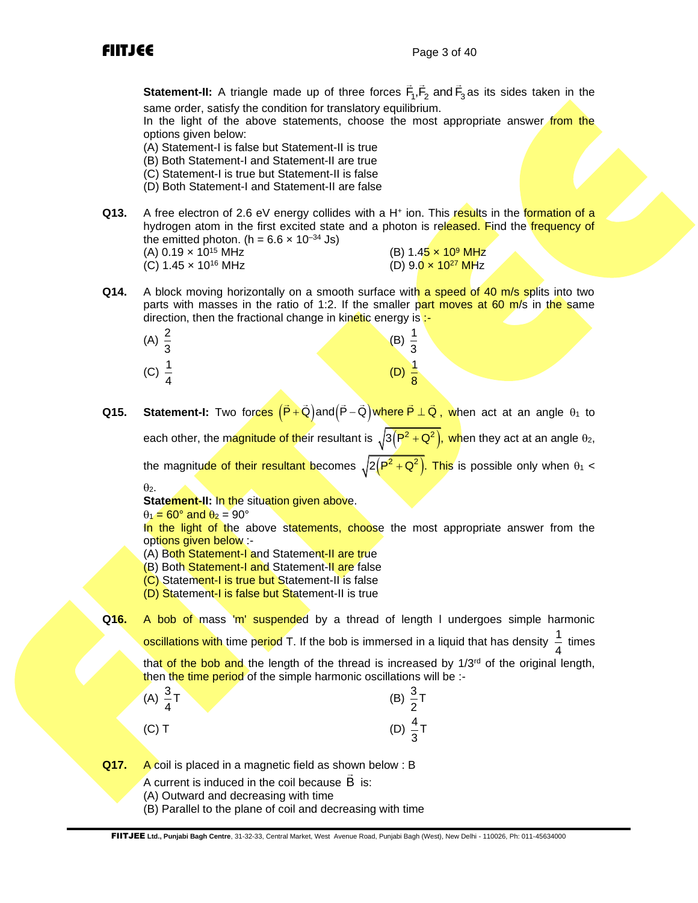**Statement-II:** A triangle made up of three forces $\vec{F}_1, \vec{F}_2$ and $\vec{F}_3$ as its sides taken in the same order, satisfy the condition for translatory equilibrium.

In the light of the above statements, choose the most appropriate answer from the options given below:

(A) Statement-I is false but Statement-II is true
(B) Both Statement-I and Statement-II are true
(C) Statement-I is true but Statement-II is false
(D) Both Statement-I and Statement-II are false

**Q13.** A free electron of 2.6 eV energy collides with a $H^+$ ion. This results in the formation of a hydrogen atom in the first excited state and a photon is released. Find the frequency of the emitted photon. ($h = 6.6 \times 10^{-34}$ Js)

(A) $0.19 \times 10^{15}$ MHz
(B) $1.45 \times 10^{9}$ MHz
(C) $1.45 \times 10^{16}$ MHz
(D) $9.0 \times 10^{27}$ MHz

**Q14.** A block moving horizontally on a smooth surface with a speed of 40 m/s splits into two parts with masses in the ratio of 1:2. If the smaller part moves at 60 m/s in the same direction, then the fractional change in kinetic energy is :-

(A) $\frac{2}{3}$
(B) $\frac{1}{3}$
(C) $\frac{1}{4}$
(D) $\frac{1}{8}$

**Q15.** **Statement-I:** Two forces $(\vec{P}+\vec{Q})$ and $(\vec{P}-\vec{Q})$ where $\vec{P} \perp \vec{Q}$, when act at an angle $\theta_1$ to each other, the magnitude of their resultant is $\sqrt{3(P^2+Q^2)}$, when they act at an angle $\theta_2$, the magnitude of their resultant becomes $\sqrt{2(P^2+Q^2)}$. This is possible only when $\theta_1 < \theta_2$.

**Statement-II:** In the situation given above.
$\theta_1 = 60°$ and $\theta_2 = 90°$

In the light of the above statements, choose the most appropriate answer from the options given below :-

(A) Both Statement-I and Statement-II are true
(B) Both Statement-I and Statement-II are false
(C) Statement-I is true but Statement-II is false
(D) Statement-I is false but Statement-II is true

**Q16.** A bob of mass 'm' suspended by a thread of length l undergoes simple harmonic oscillations with time period T. If the bob is immersed in a liquid that has density $\frac{1}{4}$ times that of the bob and the length of the thread is increased by 1/3rd of the original length, then the time period of the simple harmonic oscillations will be :-

(A) $\frac{3}{4}T$
(B) $\frac{3}{2}T$
(C) T
(D) $\frac{4}{3}T$

**Q17.** A coil is placed in a magnetic field as shown below : B

A current is induced in the coil because $\vec{B}$ is:

(A) Outward and decreasing with time
(B) Parallel to the plane of coil and decreasing with time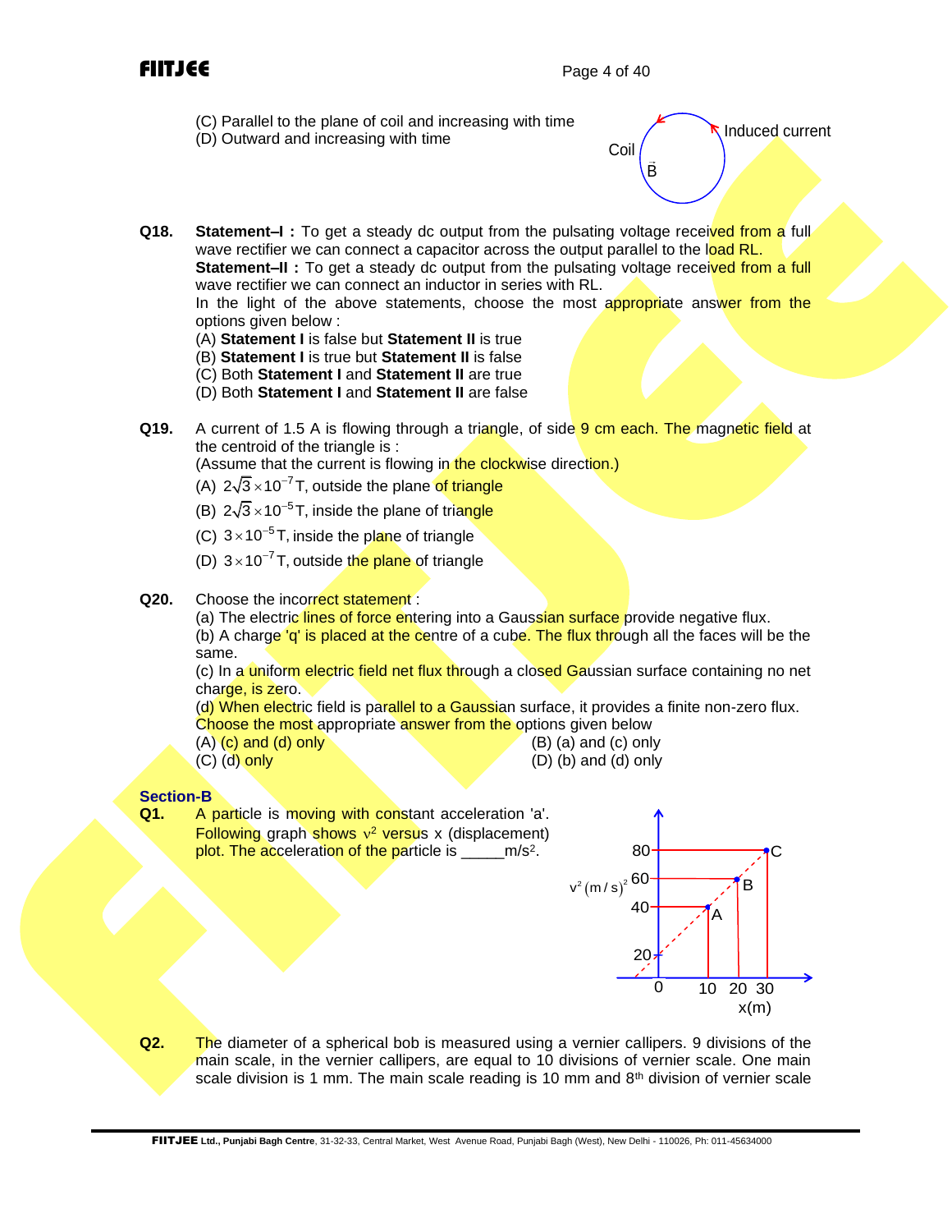(C) Parallel to the plane of coil and increasing with time
(D) Outward and increasing with time

**Q18.** **Statement–I :** To get a steady dc output from the pulsating voltage received from a full wave rectifier we can connect a capacitor across the output parallel to the load RL.
**Statement–II :** To get a steady dc output from the pulsating voltage received from a full wave rectifier we can connect an inductor in series with RL.
In the light of the above statements, choose the most appropriate answer from the options given below :
(A) **Statement I** is false but **Statement II** is true
(B) **Statement I** is true but **Statement II** is false
(C) Both **Statement I** and **Statement II** are true
(D) Both **Statement I** and **Statement II** are false

**Q19.** A current of 1.5 A is flowing through a triangle, of side 9 cm each. The magnetic field at the centroid of the triangle is :
(Assume that the current is flowing in the clockwise direction.)
(A) $2\sqrt{3}\times10^{-7}$ T, outside the plane of triangle
(B) $2\sqrt{3}\times10^{-5}$ T, inside the plane of triangle
(C) $3\times10^{-5}$ T, inside the plane of triangle
(D) $3\times10^{-7}$ T, outside the plane of triangle

**Q20.** Choose the incorrect statement :
(a) The electric lines of force entering into a Gaussian surface provide negative flux.
(b) A charge 'q' is placed at the centre of a cube. The flux through all the faces will be the same.
(c) In a uniform electric field net flux through a closed Gaussian surface containing no net charge, is zero.
(d) When electric field is parallel to a Gaussian surface, it provides a finite non-zero flux.
Choose the most appropriate answer from the options given below
(A) (c) and (d) only
(B) (a) and (c) only
(C) (d) only
(D) (b) and (d) only

## Section-B

**Q1.** A particle is moving with constant acceleration 'a'. Following graph shows $v^2$ versus x (displacement) plot. The acceleration of the particle is _____m/s$^2$.

**Q2.** The diameter of a spherical bob is measured using a vernier callipers. 9 divisions of the main scale, in the vernier callipers, are equal to 10 divisions of vernier scale. One main scale division is 1 mm. The main scale reading is 10 mm and 8th division of vernier scale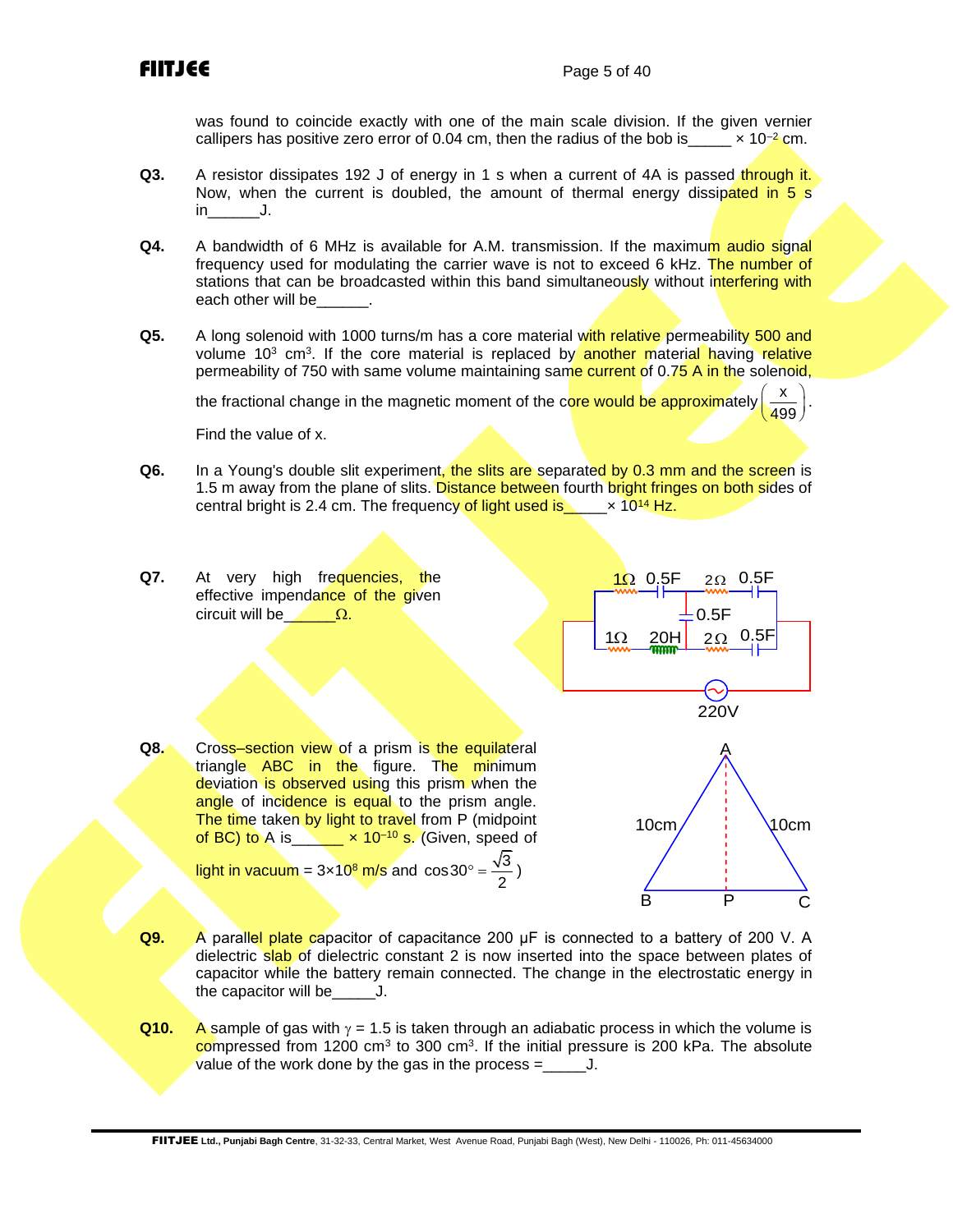was found to coincide exactly with one of the main scale division. If the given vernier callipers has positive zero error of 0.04 cm, then the radius of the bob is_____ $\times 10^{-2}$ cm.

**Q3.** A resistor dissipates 192 J of energy in 1 s when a current of 4A is passed through it. Now, when the current is doubled, the amount of thermal energy dissipated in 5 s in______J.

**Q4.** A bandwidth of 6 MHz is available for A.M. transmission. If the maximum audio signal frequency used for modulating the carrier wave is not to exceed 6 kHz. The number of stations that can be broadcasted within this band simultaneously without interfering with each other will be______.

**Q5.** A long solenoid with 1000 turns/m has a core material with relative permeability 500 and volume $10^3$ cm$^3$. If the core material is replaced by another material having relative permeability of 750 with same volume maintaining same current of 0.75 A in the solenoid, the fractional change in the magnetic moment of the core would be approximately $\left(\frac{x}{499}\right)$.

Find the value of x.

**Q6.** In a Young's double slit experiment, the slits are separated by 0.3 mm and the screen is 1.5 m away from the plane of slits. Distance between fourth bright fringes on both sides of central bright is 2.4 cm. The frequency of light used is_____$\times 10^{14}$ Hz.

**Q7.** At very high frequencies, the effective impendance of the given circuit will be______Ω.

(Circuit: upper branch 1Ω, 0.5F, 2Ω, 0.5F; middle capacitor 0.5F; lower branch 1Ω, 20H, 2Ω, 0.5F; source 220V)

**Q8.** Cross–section view of a prism is the equilateral triangle ABC in the figure. The minimum deviation is observed using this prism when the angle of incidence is equal to the prism angle. The time taken by light to travel from P (midpoint of BC) to A is______ $\times 10^{-10}$ s. (Given, speed of light in vacuum = $3\times10^8$ m/s and $\cos 30° = \frac{\sqrt{3}}{2}$)

(Figure: triangle ABC with AB = 10cm, AC = 10cm, P midpoint of BC)

**Q9.** A parallel plate capacitor of capacitance 200 μF is connected to a battery of 200 V. A dielectric slab of dielectric constant 2 is now inserted into the space between plates of capacitor while the battery remain connected. The change in the electrostatic energy in the capacitor will be_____J.

**Q10.** A sample of gas with $\gamma = 1.5$ is taken through an adiabatic process in which the volume is compressed from 1200 cm$^3$ to 300 cm$^3$. If the initial pressure is 200 kPa. The absolute value of the work done by the gas in the process =_____J.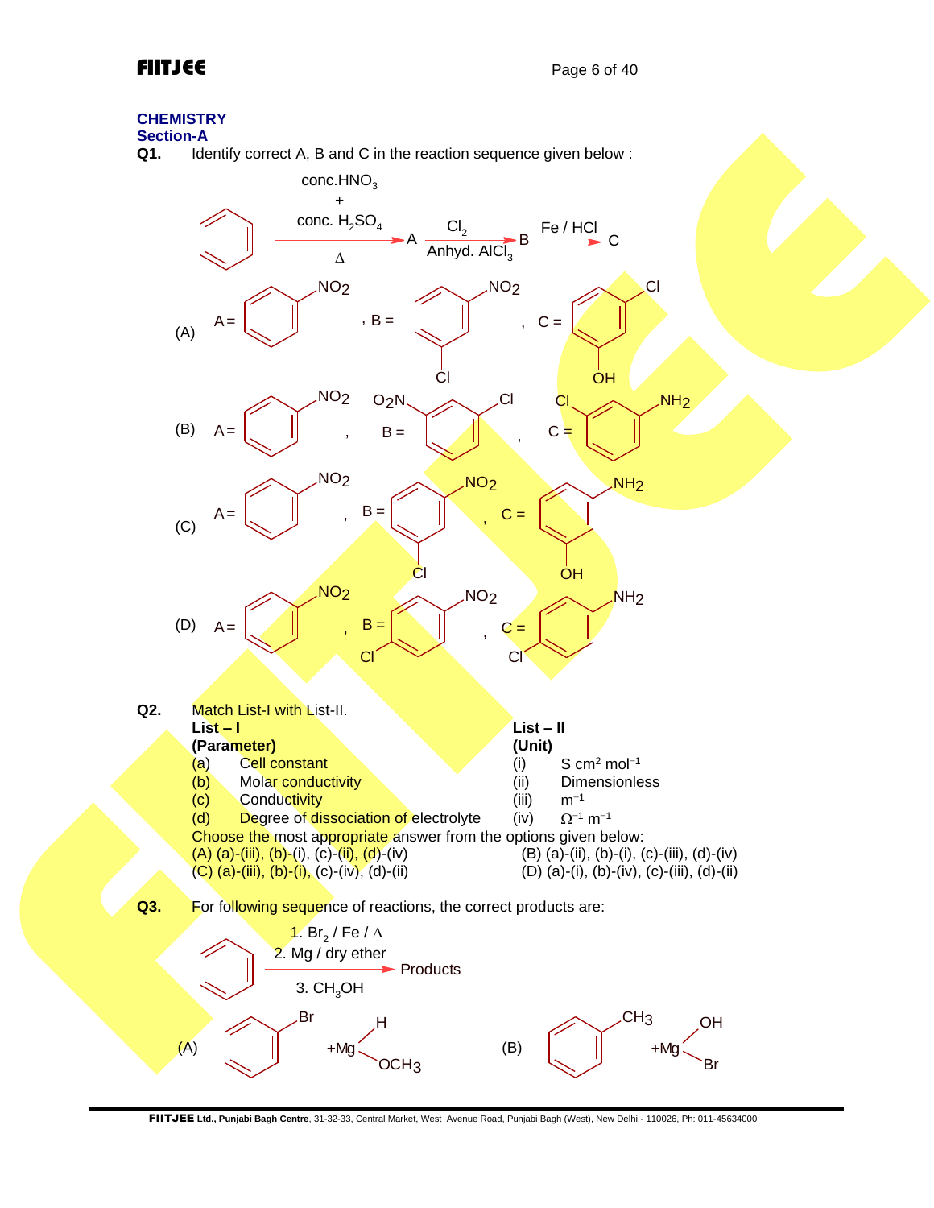## CHEMISTRY

### Section-A

**Q1.** Identify correct A, B and C in the reaction sequence given below :

$$\text{Benzene} \xrightarrow[\Delta]{\text{conc. }HNO_3 + \text{conc. }H_2SO_4} A \xrightarrow[\text{Anhyd. }AlCl_3]{Cl_2} B \xrightarrow{Fe / HCl} C$$

(A) A = nitrobenzene, B = m-chloronitrobenzene (NO₂ and Cl meta), C = (ring with Cl and OH meta)

(B) A = nitrobenzene, B = ($O_2N$ and Cl on ring), C = (ring with Cl and $NH_2$)

(C) A = nitrobenzene, B = (ring with $NO_2$ and Cl meta), C = (ring with $NH_2$ and OH meta)

(D) A = nitrobenzene, B = (ring with $NO_2$ and Cl meta), C = (ring with $NH_2$ and Cl meta)

**Q2.** Match List-I with List-II.

| List – I (Parameter) | List – II (Unit) |
|---|---|
| (a) Cell constant | (i) S $cm^2$ $mol^{-1}$ |
| (b) Molar conductivity | (ii) Dimensionless |
| (c) Conductivity | (iii) $m^{-1}$ |
| (d) Degree of dissociation of electrolyte | (iv) $\Omega^{-1}$ $m^{-1}$ |

Choose the most appropriate answer from the options given below:

(A) (a)-(iii), (b)-(i), (c)-(ii), (d)-(iv)
(B) (a)-(ii), (b)-(i), (c)-(iii), (d)-(iv)
(C) (a)-(iii), (b)-(i), (c)-(iv), (d)-(ii)
(D) (a)-(i), (b)-(iv), (c)-(iii), (d)-(ii)

**Q3.** For following sequence of reactions, the correct products are:

$$\text{Benzene} \xrightarrow[3.\ CH_3OH]{1.\ Br_2 / Fe / \Delta \quad 2.\ Mg / \text{dry ether}} \text{Products}$$

(A) Bromobenzene + Mg(H)($OCH_3$)

(B) Toluene ($CH_3$ on ring) + Mg(OH)(Br)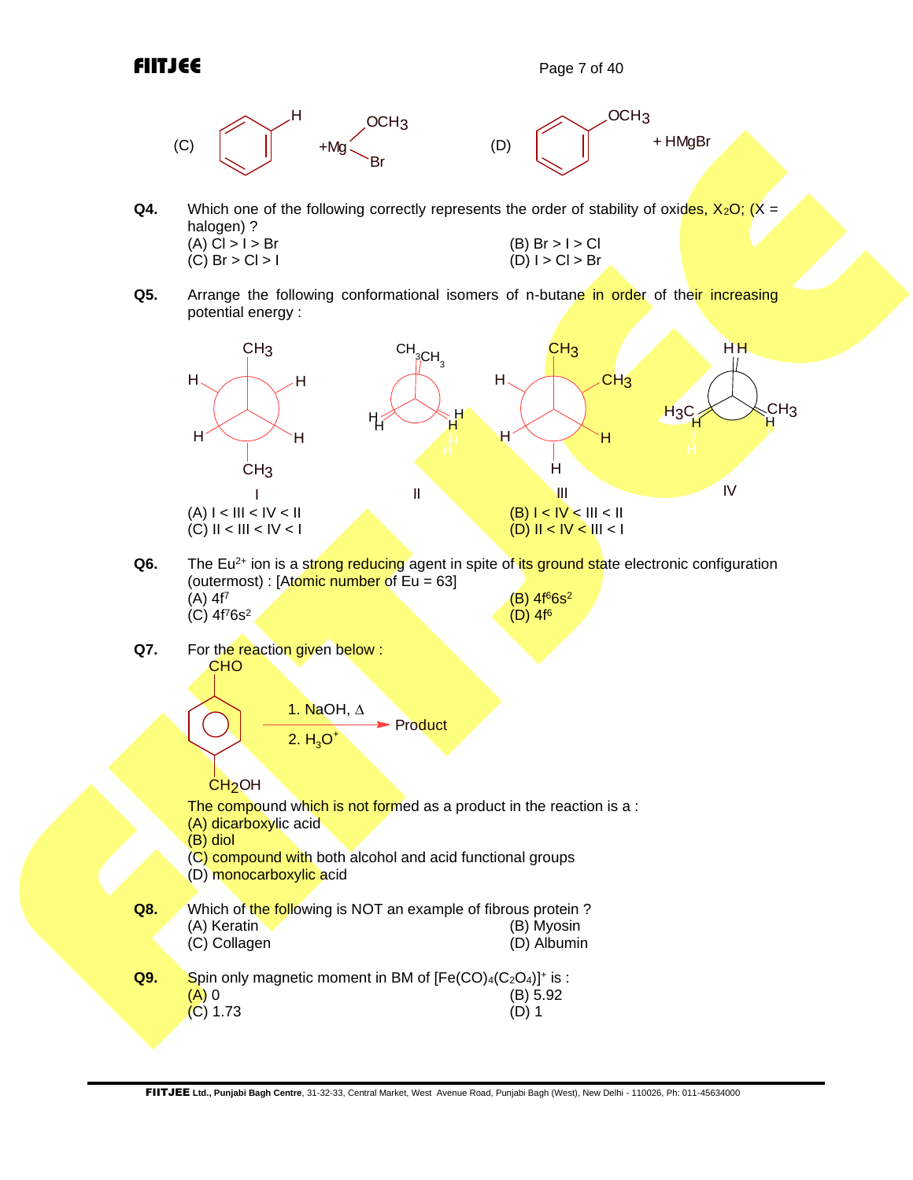(C) Benzene (with H) + Mg(OCH$_3$)Br  (D) Anisole ($C_6H_5OCH_3$) + HMgBr

**Q4.** Which one of the following correctly represents the order of stability of oxides, $X_2O$; (X = halogen) ?

(A) Cl > I > Br  (B) Br > I > Cl
(C) Br > Cl > I  (D) I > Cl > Br

**Q5.** Arrange the following conformational isomers of n-butane in order of their increasing potential energy :

I: Newman projection with $CH_3$ (front, top) and $CH_3$ (back, bottom), H on remaining positions
II: Newman projection with $CH_3$ eclipsing $CH_3$ at top, H eclipsing H at other positions
III: Newman projection with $CH_3$ (top) and $CH_3$ (upper right), H on remaining positions
IV: Newman projection with H eclipsing H at top, $H_3C$ eclipsing H on left, $CH_3$ eclipsing H on right

(A) I < III < IV < II  (B) I < IV < III < II
(C) II < III < IV < I  (D) II < IV < III < I

**Q6.** The $Eu^{2+}$ ion is a strong reducing agent in spite of its ground state electronic configuration (outermost) : [Atomic number of Eu = 63]

(A) $4f^7$  (B) $4f^6 6s^2$
(C) $4f^7 6s^2$  (D) $4f^6$

**Q7.** For the reaction given below :

4-(Hydroxymethyl)benzaldehyde (CHO and $CH_2OH$ para on benzene ring) $\xrightarrow[2.\ H_3O^+]{1.\ NaOH,\ \Delta}$ Product

The compound which is not formed as a product in the reaction is a :

(A) dicarboxylic acid
(B) diol
(C) compound with both alcohol and acid functional groups
(D) monocarboxylic acid

**Q8.** Which of the following is NOT an example of fibrous protein ?

(A) Keratin  (B) Myosin
(C) Collagen  (D) Albumin

**Q9.** Spin only magnetic moment in BM of $[Fe(CO)_4(C_2O_4)]^+$ is :

(A) 0  (B) 5.92
(C) 1.73  (D) 1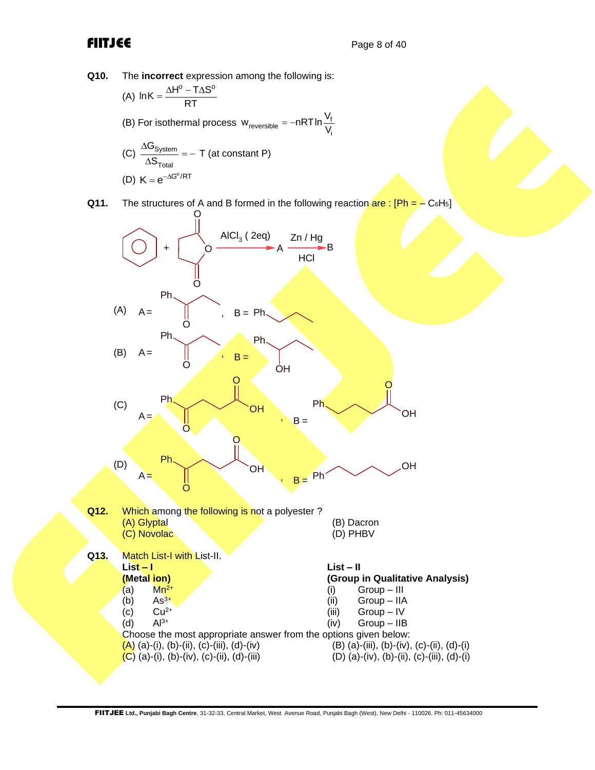**Q10.** The **incorrect** expression among the following is:

(A) $\ln K = \dfrac{\Delta H^o - T\Delta S^o}{RT}$

(B) For isothermal process $w_{reversible} = -nRT\ln\dfrac{V_f}{V_i}$

(C) $\dfrac{\Delta G_{System}}{\Delta S_{Total}} = -\,T$ (at constant P)

(D) $K = e^{-\Delta G^o/RT}$

**Q11.** The structures of A and B formed in the following reaction are : [Ph = – $C_6H_5$]

Benzene + succinic anhydride $\xrightarrow{AlCl_3\ (2eq)}$ A $\xrightarrow[HCl]{Zn / Hg}$ B

(A) A = Ph–CO–CH₂–CH₃ , B = Ph–CH₂–CH₂–CH₃

(B) A = Ph–CO–CH₂–CH₃ , B = Ph–CH(OH)–CH₂–CH₃

(C) A = Ph–CO–CH₂–CH₂–COOH , B = Ph–CH₂–CH₂–CH₂–COOH

(D) A = Ph–CO–CH₂–CH₂–COOH , B = Ph–CH₂–CH₂–CH₂–CH₂–OH

**Q12.** Which among the following is not a polyester ?

(A) Glyptal
(B) Dacron
(C) Novolac
(D) PHBV

**Q13.** Match List-I with List-II.

| List – I (Metal ion) | | List – II (Group in Qualitative Analysis) | |
|---|---|---|---|
| (a) | $Mn^{2+}$ | (i) | Group – III |
| (b) | $As^{3+}$ | (ii) | Group – IIA |
| (c) | $Cu^{2+}$ | (iii) | Group – IV |
| (d) | $Al^{3+}$ | (iv) | Group – IIB |

Choose the most appropriate answer from the options given below:

(A) (a)-(i), (b)-(ii), (c)-(iii), (d)-(iv)
(B) (a)-(iii), (b)-(iv), (c)-(ii), (d)-(i)
(C) (a)-(i), (b)-(iv), (c)-(ii), (d)-(iii)
(D) (a)-(iv), (b)-(ii), (c)-(iii), (d)-(i)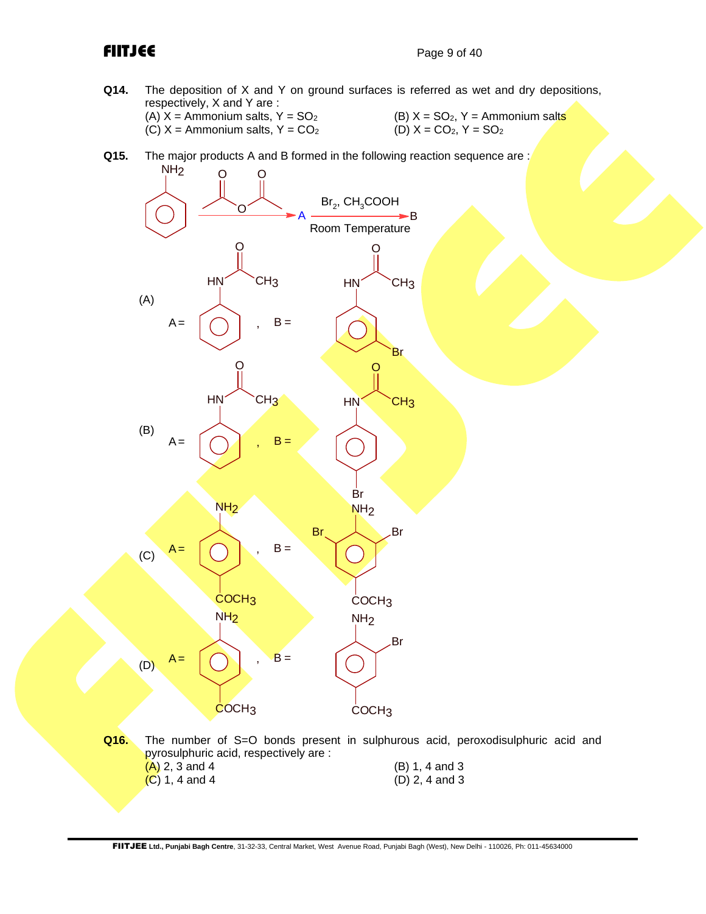**Q14.** The deposition of X and Y on ground surfaces is referred as wet and dry depositions, respectively, X and Y are :

(A) X = Ammonium salts, Y = $SO_2$
(B) X = $SO_2$, Y = Ammonium salts
(C) X = Ammonium salts, Y = $CO_2$
(D) X = $CO_2$, Y = $SO_2$

**Q15.** The major products A and B formed in the following reaction sequence are :

Aniline ($C_6H_5NH_2$) $\xrightarrow{(CH_3CO)_2O}$ A $\xrightarrow[\text{Room Temperature}]{Br_2,\ CH_3COOH}$ B

(A) A = $C_6H_5NHCOCH_3$ (acetanilide), B = 3-bromoacetanilide (Br at meta position to NHCOCH$_3$)

(B) A = $C_6H_5NHCOCH_3$ (acetanilide), B = 4-bromoacetanilide (Br at para position to NHCOCH$_3$)

(C) A = 4-aminoacetophenone ($NH_2$ and $COCH_3$ para), B = 4-amino-3,5-dibromoacetophenone (Br at both ortho positions to $NH_2$)

(D) A = 4-aminoacetophenone ($NH_2$ and $COCH_3$ para), B = 4-amino-3-bromoacetophenone (one Br ortho to $NH_2$)

**Q16.** The number of S=O bonds present in sulphurous acid, peroxodisulphuric acid and pyrosulphuric acid, respectively are :

(A) 2, 3 and 4
(B) 1, 4 and 3
(C) 1, 4 and 4
(D) 2, 4 and 3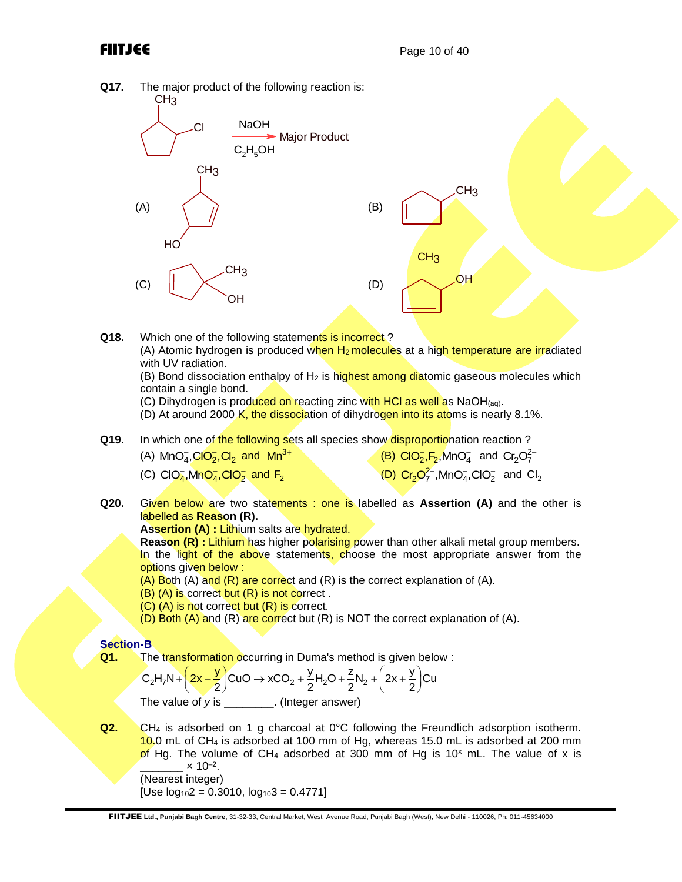**Q17.** The major product of the following reaction is:

(Reactant: 1-methyl-2-chlorocyclopent-3-ene type structure with $CH_3$ and Cl) $\xrightarrow[C_2H_5OH]{NaOH}$ Major Product

(A) (cyclopentene ring with $CH_3$ and HO)

(B) (cyclopentadiene ring with $CH_3$)

(C) (cyclopentene ring with $CH_3$ and OH on same carbon)

(D) (cyclopentene ring with $CH_3$ and OH)

**Q18.** Which one of the following statements is incorrect ?

(A) Atomic hydrogen is produced when $H_2$ molecules at a high temperature are irradiated with UV radiation.

(B) Bond dissociation enthalpy of $H_2$ is highest among diatomic gaseous molecules which contain a single bond.

(C) Dihydrogen is produced on reacting zinc with HCl as well as $NaOH_{(aq)}$.

(D) At around 2000 K, the dissociation of dihydrogen into its atoms is nearly 8.1%.

**Q19.** In which one of the following sets all species show disproportionation reaction ?

(A) $MnO_4^-, ClO_2^-, Cl_2$ and $Mn^{3+}$

(B) $ClO_2^-, F_2, MnO_4^-$ and $Cr_2O_7^{2-}$

(C) $ClO_4^-, MnO_4^-, ClO_2^-$ and $F_2$

(D) $Cr_2O_7^{2-}, MnO_4^-, ClO_2^-$ and $Cl_2$

**Q20.** Given below are two statements : one is labelled as **Assertion (A)** and the other is labelled as **Reason (R).**

**Assertion (A) :** Lithium salts are hydrated.

**Reason (R) :** Lithium has higher polarising power than other alkali metal group members.

In the light of the above statements, choose the most appropriate answer from the options given below :

(A) Both (A) and (R) are correct and (R) is the correct explanation of (A).

(B) (A) is correct but (R) is not correct .

(C) (A) is not correct but (R) is correct.

(D) Both (A) and (R) are correct but (R) is NOT the correct explanation of (A).

## Section-B

**Q1.** The transformation occurring in Duma's method is given below :

$$C_2H_7N + \left(2x + \frac{y}{2}\right)CuO \rightarrow xCO_2 + \frac{y}{2}H_2O + \frac{z}{2}N_2 + \left(2x + \frac{y}{2}\right)Cu$$

The value of $y$ is ________. (Integer answer)

**Q2.** $CH_4$ is adsorbed on 1 g charcoal at 0°C following the Freundlich adsorption isotherm. 10.0 mL of $CH_4$ is adsorbed at 100 mm of Hg, whereas 15.0 mL is adsorbed at 200 mm of Hg. The volume of $CH_4$ adsorbed at 300 mm of Hg is $10^x$ mL. The value of x is _______ $\times 10^{-2}$.

(Nearest integer)

[Use $\log_{10}2 = 0.3010$, $\log_{10}3 = 0.4771$]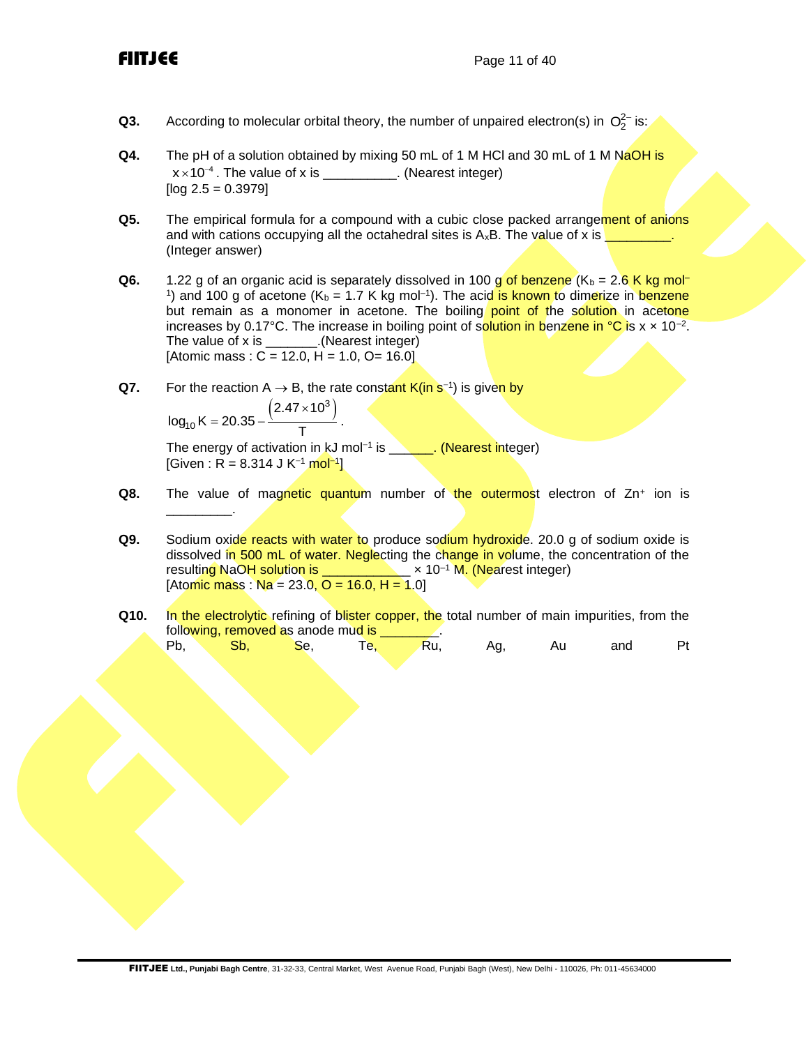**Q3.** According to molecular orbital theory, the number of unpaired electron(s) in $O_2^{2-}$ is:

**Q4.** The pH of a solution obtained by mixing 50 mL of 1 M HCl and 30 mL of 1 M NaOH is $x \times 10^{-4}$. The value of x is __________. (Nearest integer)
[log 2.5 = 0.3979]

**Q5.** The empirical formula for a compound with a cubic close packed arrangement of anions and with cations occupying all the octahedral sites is $A_xB$. The value of x is _________. (Integer answer)

**Q6.** 1.22 g of an organic acid is separately dissolved in 100 g of benzene ($K_b$ = 2.6 K kg $mol^{-1}$) and 100 g of acetone ($K_b$ = 1.7 K kg $mol^{-1}$). The acid is known to dimerize in benzene but remain as a monomer in acetone. The boiling point of the solution in acetone increases by 0.17°C. The increase in boiling point of solution in benzene in °C is x × $10^{-2}$. The value of x is _______.(Nearest integer)
[Atomic mass : C = 12.0, H = 1.0, O= 16.0]

**Q7.** For the reaction A → B, the rate constant K(in $s^{-1}$) is given by

$$\log_{10} K = 20.35 - \frac{\left(2.47 \times 10^3\right)}{T}.$$

The energy of activation in kJ $mol^{-1}$ is ______. (Nearest integer)
[Given : R = 8.314 J $K^{-1}$ $mol^{-1}$]

**Q8.** The value of magnetic quantum number of the outermost electron of $Zn^+$ ion is _________.

**Q9.** Sodium oxide reacts with water to produce sodium hydroxide. 20.0 g of sodium oxide is dissolved in 500 mL of water. Neglecting the change in volume, the concentration of the resulting NaOH solution is ____________ × $10^{-1}$ M. (Nearest integer)
[Atomic mass : Na = 23.0, O = 16.0, H = 1.0]

**Q10.** In the electrolytic refining of blister copper, the total number of main impurities, from the following, removed as anode mud is ________.
Pb, Sb, Se, Te, Ru, Ag, Au and Pt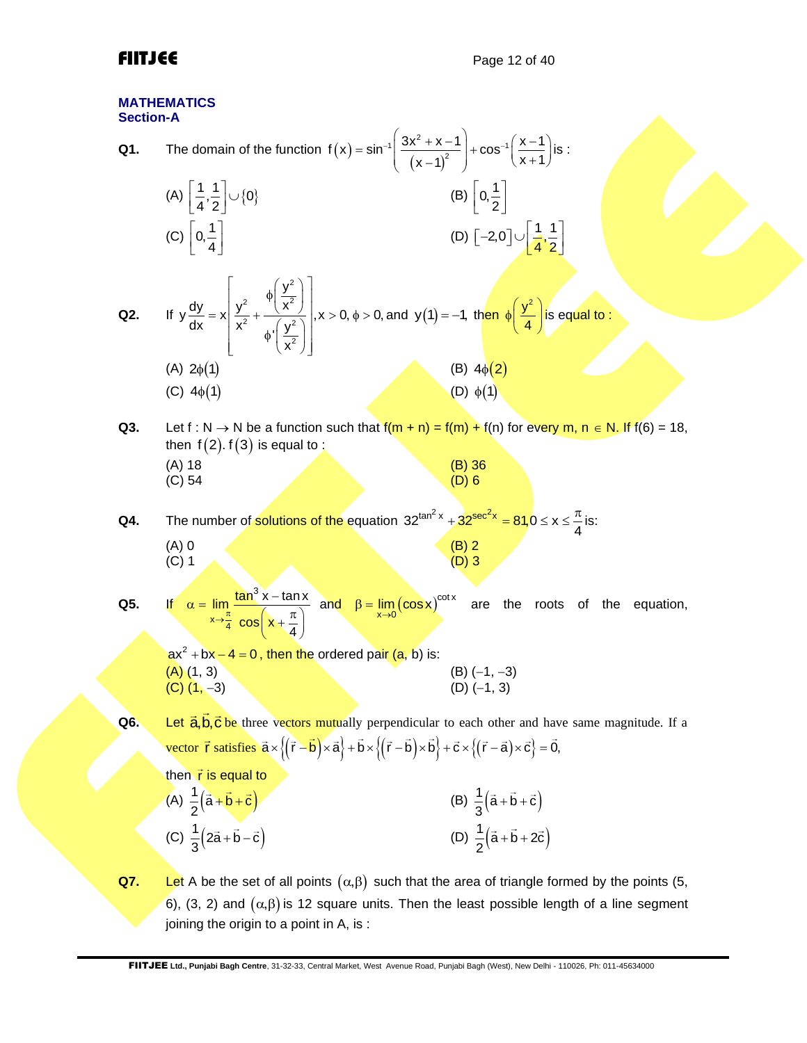## MATHEMATICS

### Section-A

**Q1.** The domain of the function $f(x) = \sin^{-1}\left(\frac{3x^2 + x - 1}{(x-1)^2}\right) + \cos^{-1}\left(\frac{x-1}{x+1}\right)$ is :

(A) $\left[\frac{1}{4}, \frac{1}{2}\right] \cup \{0\}$

(B) $\left[0, \frac{1}{2}\right]$

(C) $\left[0, \frac{1}{4}\right]$

(D) $[-2, 0] \cup \left[\frac{1}{4}, \frac{1}{2}\right]$

**Q2.** If $y\frac{dy}{dx} = x\left[\frac{y^2}{x^2} + \frac{\phi\left(\frac{y^2}{x^2}\right)}{\phi'\left(\frac{y^2}{x^2}\right)}\right], x > 0, \phi > 0$, and $y(1) = -1$, then $\phi\left(\frac{y^2}{4}\right)$ is equal to :

(A) $2\phi(1)$

(B) $4\phi(2)$

(C) $4\phi(1)$

(D) $\phi(1)$

**Q3.** Let $f : N \to N$ be a function such that $f(m + n) = f(m) + f(n)$ for every $m, n \in N$. If $f(6) = 18$, then $f(2).f(3)$ is equal to :

(A) 18

(B) 36

(C) 54

(D) 6

**Q4.** The number of solutions of the equation $32^{\tan^2 x} + 32^{\sec^2 x} = 81, 0 \le x \le \frac{\pi}{4}$ is:

(A) 0

(B) 2

(C) 1

(D) 3

**Q5.** If $\alpha = \lim\limits_{x \to \frac{\pi}{4}} \frac{\tan^3 x - \tan x}{\cos\left(x + \frac{\pi}{4}\right)}$ and $\beta = \lim\limits_{x \to 0} (\cos x)^{\cot x}$ are the roots of the equation, $ax^2 + bx - 4 = 0$, then the ordered pair (a, b) is:

(A) (1, 3)

(B) (–1, –3)

(C) (1, –3)

(D) (–1, 3)

**Q6.** Let $\vec{a}, \vec{b}, \vec{c}$ be three vectors mutually perpendicular to each other and have same magnitude. If a vector $\vec{r}$ satisfies $\vec{a} \times \left\{\left(\vec{r} - \vec{b}\right) \times \vec{a}\right\} + \vec{b} \times \left\{\left(\vec{r} - \vec{b}\right) \times \vec{b}\right\} + \vec{c} \times \left\{\left(\vec{r} - \vec{a}\right) \times \vec{c}\right\} = \vec{0}$,

then $\vec{r}$ is equal to

(A) $\frac{1}{2}\left(\vec{a} + \vec{b} + \vec{c}\right)$

(B) $\frac{1}{3}\left(\vec{a} + \vec{b} + \vec{c}\right)$

(C) $\frac{1}{3}\left(2\vec{a} + \vec{b} - \vec{c}\right)$

(D) $\frac{1}{2}\left(\vec{a} + \vec{b} + 2\vec{c}\right)$

**Q7.** Let A be the set of all points $(\alpha, \beta)$ such that the area of triangle formed by the points (5, 6), (3, 2) and $(\alpha, \beta)$ is 12 square units. Then the least possible length of a line segment joining the origin to a point in A, is :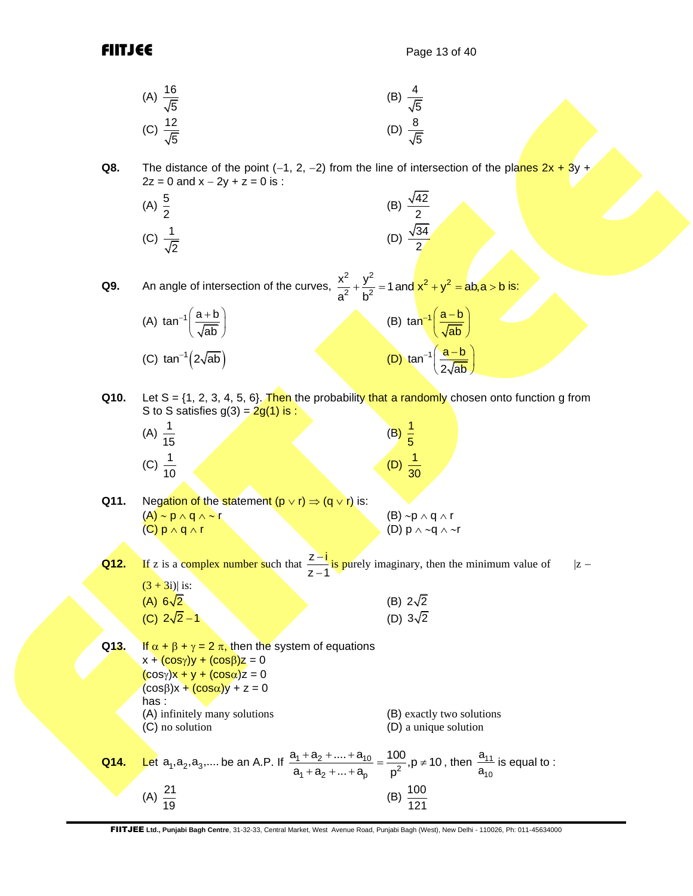(A) $\frac{16}{\sqrt{5}}$  (B) $\frac{4}{\sqrt{5}}$

(C) $\frac{12}{\sqrt{5}}$  (D) $\frac{8}{\sqrt{5}}$

**Q8.** The distance of the point $(-1, 2, -2)$ from the line of intersection of the planes $2x + 3y + 2z = 0$ and $x - 2y + z = 0$ is :

(A) $\frac{5}{2}$  (B) $\frac{\sqrt{42}}{2}$

(C) $\frac{1}{\sqrt{2}}$  (D) $\frac{\sqrt{34}}{2}$

**Q9.** An angle of intersection of the curves, $\frac{x^2}{a^2} + \frac{y^2}{b^2} = 1$ and $x^2 + y^2 = ab, a > b$ is:

(A) $\tan^{-1}\left(\frac{a+b}{\sqrt{ab}}\right)$  (B) $\tan^{-1}\left(\frac{a-b}{\sqrt{ab}}\right)$

(C) $\tan^{-1}\left(2\sqrt{ab}\right)$  (D) $\tan^{-1}\left(\frac{a-b}{2\sqrt{ab}}\right)$

**Q10.** Let S = {1, 2, 3, 4, 5, 6}. Then the probability that a randomly chosen onto function g from S to S satisfies $g(3) = 2g(1)$ is :

(A) $\frac{1}{15}$  (B) $\frac{1}{5}$

(C) $\frac{1}{10}$  (D) $\frac{1}{30}$

**Q11.** Negation of the statement $(p \vee r) \Rightarrow (q \vee r)$ is:

(A) $\sim p \wedge q \wedge \sim r$  (B) $\sim p \wedge q \wedge r$

(C) $p \wedge q \wedge r$  (D) $p \wedge \sim q \wedge \sim r$

**Q12.** If z is a complex number such that $\frac{z-i}{z-1}$ is purely imaginary, then the minimum value of $|z - (3 + 3i)|$ is:

(A) $6\sqrt{2}$  (B) $2\sqrt{2}$

(C) $2\sqrt{2} - 1$  (D) $3\sqrt{2}$

**Q13.** If $\alpha + \beta + \gamma = 2\pi$, then the system of equations

$x + (\cos\gamma)y + (\cos\beta)z = 0$

$(\cos\gamma)x + y + (\cos\alpha)z = 0$

$(\cos\beta)x + (\cos\alpha)y + z = 0$

has :

(A) infinitely many solutions  (B) exactly two solutions

(C) no solution  (D) a unique solution

**Q14.** Let $a_1, a_2, a_3, ....$ be an A.P. If $\frac{a_1 + a_2 + .... + a_{10}}{a_1 + a_2 + ... + a_p} = \frac{100}{p^2}, p \neq 10$, then $\frac{a_{11}}{a_{10}}$ is equal to :

(A) $\frac{21}{19}$  (B) $\frac{100}{121}$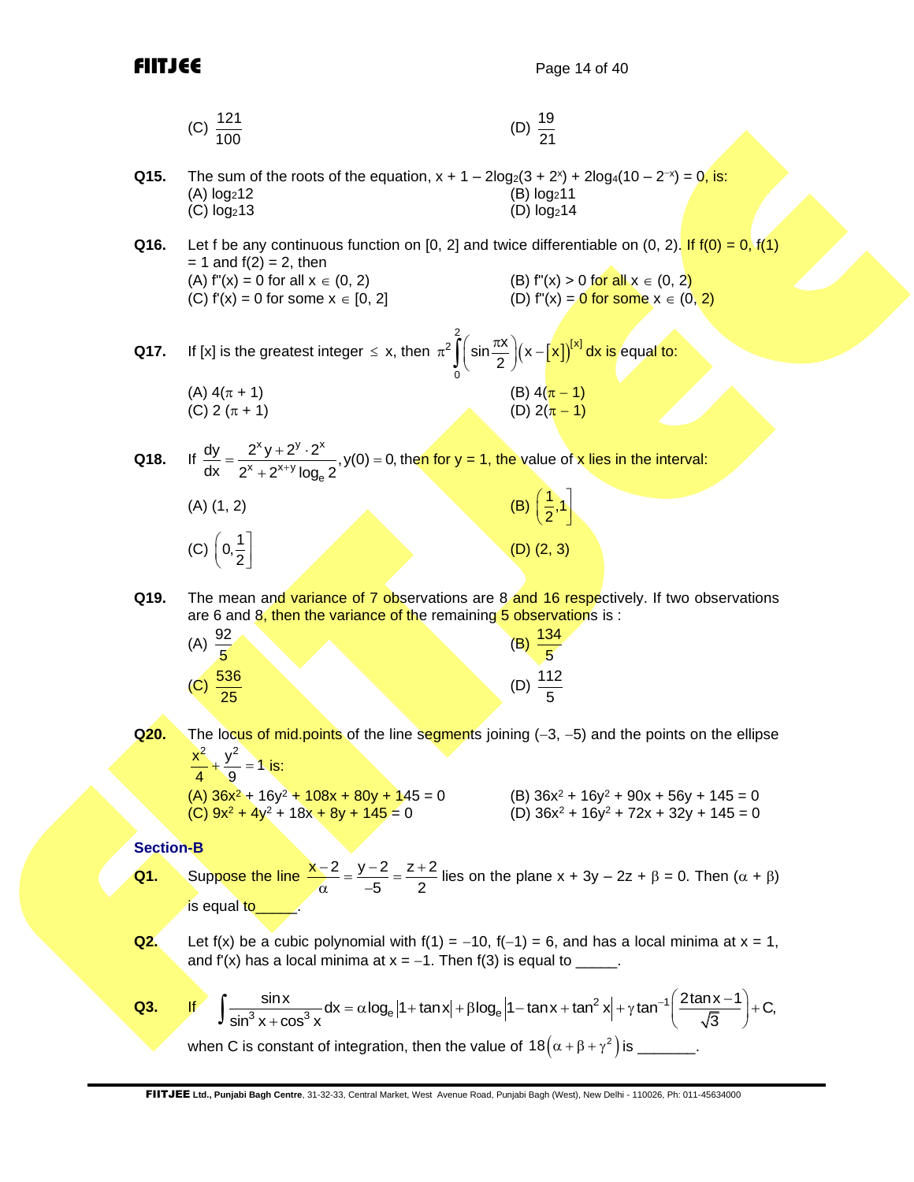(C) $\frac{121}{100}$ (D) $\frac{19}{21}$

**Q15.** The sum of the roots of the equation, $x + 1 - 2\log_2(3 + 2^x) + 2\log_4(10 - 2^{-x}) = 0$, is:

(A) $\log_2 12$ (B) $\log_2 11$
(C) $\log_2 13$ (D) $\log_2 14$

**Q16.** Let f be any continuous function on [0, 2] and twice differentiable on (0, 2). If f(0) = 0, f(1) = 1 and f(2) = 2, then

(A) $f''(x) = 0$ for all $x \in (0, 2)$ (B) $f''(x) > 0$ for all $x \in (0, 2)$
(C) $f'(x) = 0$ for some $x \in [0, 2]$ (D) $f''(x) = 0$ for some $x \in (0, 2)$

**Q17.** If [x] is the greatest integer $\leq$ x, then $\pi^2 \int_0^2 \left(\sin\frac{\pi x}{2}\right)\left(x - [x]\right)^{[x]} dx$ is equal to:

(A) $4(\pi + 1)$ (B) $4(\pi - 1)$
(C) $2(\pi + 1)$ (D) $2(\pi - 1)$

**Q18.** If $\frac{dy}{dx} = \frac{2^x y + 2^y \cdot 2^x}{2^x + 2^{x+y}\log_e 2}, y(0) = 0$, then for y = 1, the value of x lies in the interval:

(A) (1, 2) (B) $\left(\frac{1}{2}, 1\right]$
(C) $\left(0, \frac{1}{2}\right]$ (D) (2, 3)

**Q19.** The mean and variance of 7 observations are 8 and 16 respectively. If two observations are 6 and 8, then the variance of the remaining 5 observations is :

(A) $\frac{92}{5}$ (B) $\frac{134}{5}$
(C) $\frac{536}{25}$ (D) $\frac{112}{5}$

**Q20.** The locus of mid.points of the line segments joining (–3, –5) and the points on the ellipse $\frac{x^2}{4} + \frac{y^2}{9} = 1$ is:

(A) $36x^2 + 16y^2 + 108x + 80y + 145 = 0$ (B) $36x^2 + 16y^2 + 90x + 56y + 145 = 0$
(C) $9x^2 + 4y^2 + 18x + 8y + 145 = 0$ (D) $36x^2 + 16y^2 + 72x + 32y + 145 = 0$

## Section-B

**Q1.** Suppose the line $\frac{x-2}{\alpha} = \frac{y-2}{-5} = \frac{z+2}{2}$ lies on the plane $x + 3y - 2z + \beta = 0$. Then $(\alpha + \beta)$ is equal to_____.

**Q2.** Let f(x) be a cubic polynomial with f(1) = –10, f(–1) = 6, and has a local minima at x = 1, and f'(x) has a local minima at x = –1. Then f(3) is equal to _____.

**Q3.** If $\int \frac{\sin x}{\sin^3 x + \cos^3 x} dx = \alpha \log_e\left|1 + \tan x\right| + \beta \log_e\left|1 - \tan x + \tan^2 x\right| + \gamma \tan^{-1}\left(\frac{2\tan x - 1}{\sqrt{3}}\right) + C,$ when C is constant of integration, then the value of $18\left(\alpha + \beta + \gamma^2\right)$ is _______.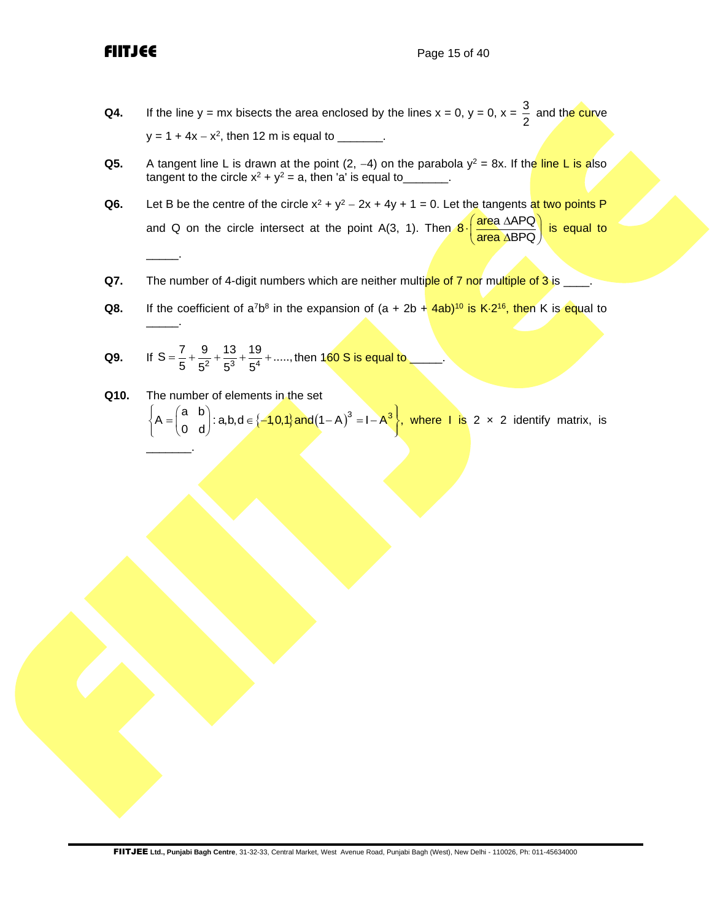**Q4.** If the line y = mx bisects the area enclosed by the lines x = 0, y = 0, $x = \frac{3}{2}$ and the curve $y = 1 + 4x - x^2$, then 12 m is equal to _______.

**Q5.** A tangent line L is drawn at the point (2, −4) on the parabola $y^2 = 8x$. If the line L is also tangent to the circle $x^2 + y^2 = a$, then 'a' is equal to_______.

**Q6.** Let B be the centre of the circle $x^2 + y^2 - 2x + 4y + 1 = 0$. Let the tangents at two points P and Q on the circle intersect at the point A(3, 1). Then $8 \cdot \left(\frac{\text{area } \Delta APQ}{\text{area } \Delta BPQ}\right)$ is equal to _____.

**Q7.** The number of 4-digit numbers which are neither multiple of 7 nor multiple of 3 is ____.

**Q8.** If the coefficient of $a^7b^8$ in the expansion of $(a + 2b + 4ab)^{10}$ is $K \cdot 2^{16}$, then K is equal to _____.

**Q9.** If $S = \frac{7}{5} + \frac{9}{5^2} + \frac{13}{5^3} + \frac{19}{5^4} + .....$, then 160 S is equal to _____.

**Q10.** The number of elements in the set $\left\{A = \begin{pmatrix} a & b \\ 0 & d \end{pmatrix} : a, b, d \in \{-1, 0, 1\} \text{ and } (1 - A)^3 = I - A^3\right\}$, where I is 2 × 2 identify matrix, is _______.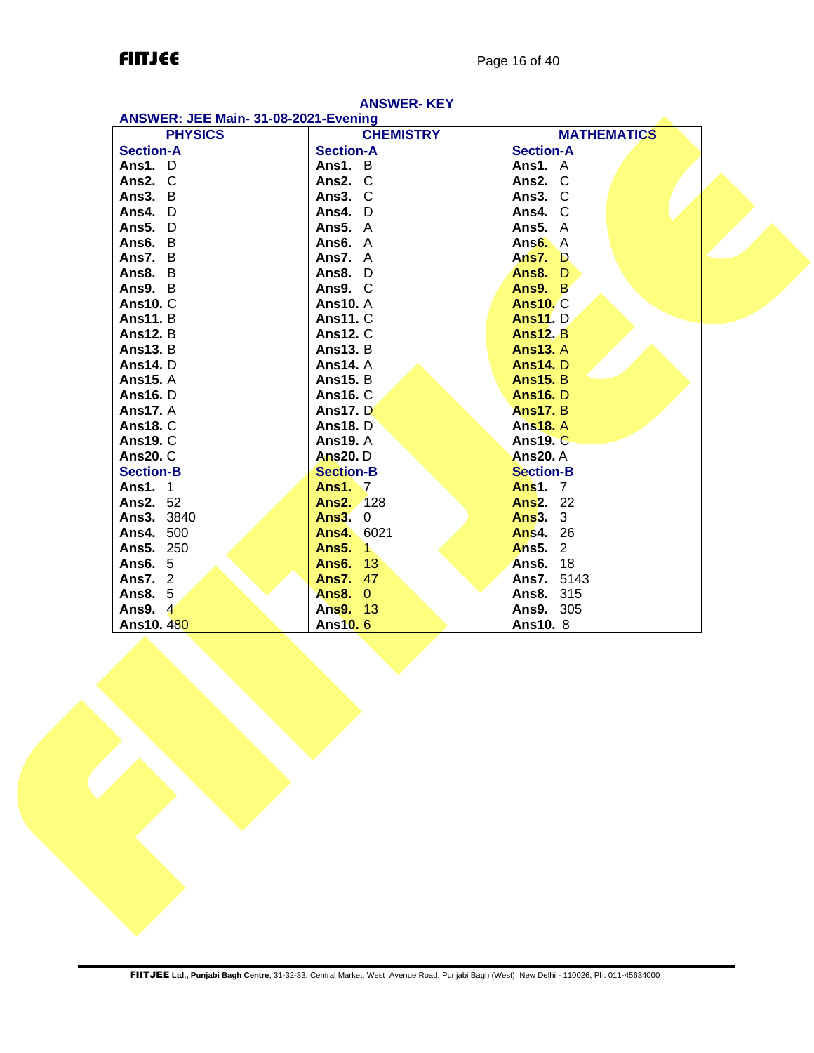## ANSWER- KEY

### ANSWER: JEE Main- 31-08-2021-Evening

| PHYSICS | CHEMISTRY | MATHEMATICS |
|---|---|---|
| **Section-A** | **Section-A** | **Section-A** |
| **Ans1.** D | **Ans1.** B | **Ans1.** A |
| **Ans2.** C | **Ans2.** C | **Ans2.** C |
| **Ans3.** B | **Ans3.** C | **Ans3.** C |
| **Ans4.** D | **Ans4.** D | **Ans4.** C |
| **Ans5.** D | **Ans5.** A | **Ans5.** A |
| **Ans6.** B | **Ans6.** A | **Ans6.** A |
| **Ans7.** B | **Ans7.** A | **Ans7.** D |
| **Ans8.** B | **Ans8.** D | **Ans8.** D |
| **Ans9.** B | **Ans9.** C | **Ans9.** B |
| **Ans10.** C | **Ans10.** A | **Ans10.** C |
| **Ans11.** B | **Ans11.** C | **Ans11.** D |
| **Ans12.** B | **Ans12.** C | **Ans12.** B |
| **Ans13.** B | **Ans13.** B | **Ans13.** A |
| **Ans14.** D | **Ans14.** A | **Ans14.** D |
| **Ans15.** A | **Ans15.** B | **Ans15.** B |
| **Ans16.** D | **Ans16.** C | **Ans16.** D |
| **Ans17.** A | **Ans17.** D | **Ans17.** B |
| **Ans18.** C | **Ans18.** D | **Ans18.** A |
| **Ans19.** C | **Ans19.** A | **Ans19.** C |
| **Ans20.** C | **Ans20.** D | **Ans20.** A |
| **Section-B** | **Section-B** | **Section-B** |
| **Ans1.** 1 | **Ans1.** 7 | **Ans1.** 7 |
| **Ans2.** 52 | **Ans2.** 128 | **Ans2.** 22 |
| **Ans3.** 3840 | **Ans3.** 0 | **Ans3.** 3 |
| **Ans4.** 500 | **Ans4.** 6021 | **Ans4.** 26 |
| **Ans5.** 250 | **Ans5.** 1 | **Ans5.** 2 |
| **Ans6.** 5 | **Ans6.** 13 | **Ans6.** 18 |
| **Ans7.** 2 | **Ans7.** 47 | **Ans7.** 5143 |
| **Ans8.** 5 | **Ans8.** 0 | **Ans8.** 315 |
| **Ans9.** 4 | **Ans9.** 13 | **Ans9.** 305 |
| **Ans10.** 480 | **Ans10.** 6 | **Ans10.** 8 |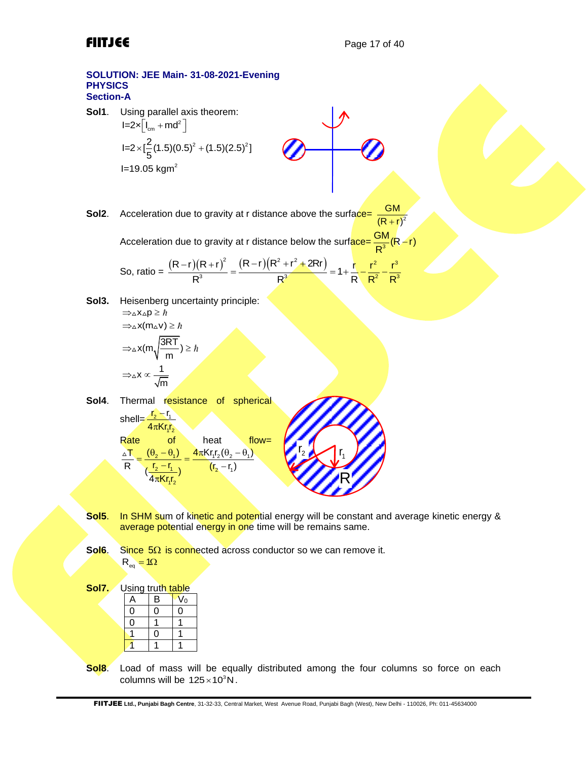**SOLUTION: JEE Main- 31-08-2021-Evening**
**PHYSICS**
**Section-A**

**Sol1**. Using parallel axis theorem:

$I = 2 \times \left[ I_{cm} + md^2 \right]$

$I = 2 \times [\frac{2}{5}(1.5)(0.5)^2 + (1.5)(2.5)^2]$

$I = 19.05\ kgm^2$

**Sol2**. Acceleration due to gravity at r distance above the surface= $\frac{GM}{(R+r)^2}$

Acceleration due to gravity at r distance below the surface= $\frac{GM}{R^3}(R-r)$

So, ratio = $\frac{(R-r)(R+r)^2}{R^3} = \frac{(R-r)(R^2+r^2+2Rr)}{R^3} = 1 + \frac{r}{R} - \frac{r^2}{R^2} - \frac{r^3}{R^3}$

**Sol3.** Heisenberg uncertainty principle:

$\Rightarrow \Delta x \Delta p \geq \hbar$

$\Rightarrow \Delta x (m \Delta v) \geq \hbar$

$\Rightarrow \Delta x (m \sqrt{\frac{3RT}{m}}) \geq \hbar$

$\Rightarrow \Delta x \propto \frac{1}{\sqrt{m}}$

**Sol4**. Thermal resistance of spherical shell= $\frac{r_2 - r_1}{4\pi K r_1 r_2}$

Rate of heat flow= $\frac{\Delta T}{R} = \frac{(\theta_2 - \theta_1)}{(\frac{r_2 - r_1}{4\pi K r_1 r_2})} = \frac{4\pi K r_1 r_2 (\theta_2 - \theta_1)}{(r_2 - r_1)}$

**Sol5**. In SHM sum of kinetic and potential energy will be constant and average kinetic energy & average potential energy in one time will be remains same.

**Sol6**. Since $5\Omega$ is connected across conductor so we can remove it.

$R_{eq} = 1\Omega$

**Sol7.** Using truth table

| A | B | $V_0$ |
|---|---|---|
| 0 | 0 | 0 |
| 0 | 1 | 1 |
| 1 | 0 | 1 |
| 1 | 1 | 1 |

**Sol8**. Load of mass will be equally distributed among the four columns so force on each columns will be $125 \times 10^3 N$.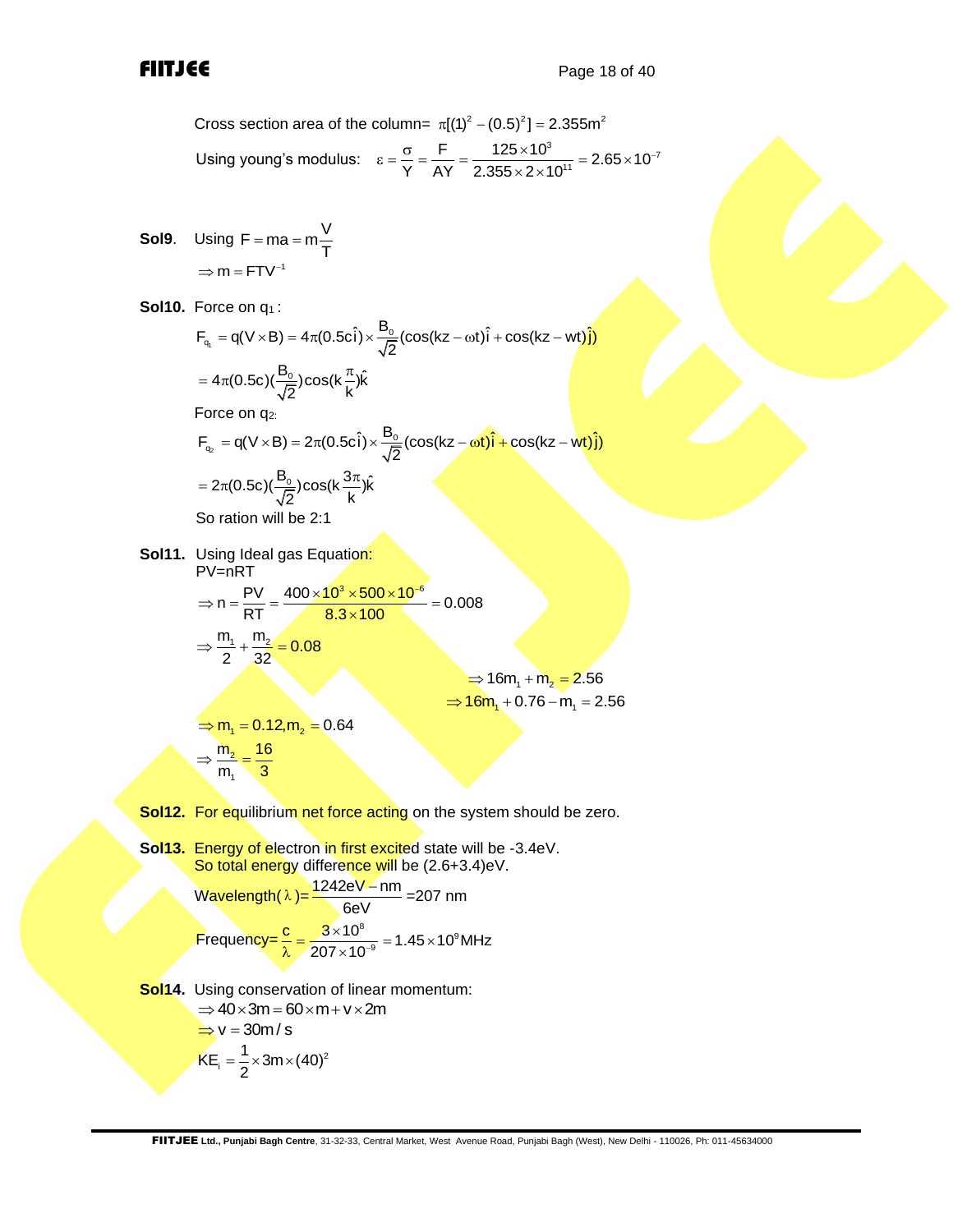Cross section area of the column= $\pi[(1)^2 - (0.5)^2] = 2.355\text{m}^2$

Using young's modulus: $\varepsilon = \dfrac{\sigma}{Y} = \dfrac{F}{AY} = \dfrac{125\times10^3}{2.355\times2\times10^{11}} = 2.65\times10^{-7}$

**Sol9**. Using $F = ma = m\dfrac{V}{T}$

$\Rightarrow m = FTV^{-1}$

**Sol10.** Force on $q_1$:

$$F_{q_1} = q(V\times B) = 4\pi(0.5c\hat{i})\times\frac{B_0}{\sqrt{2}}(\cos(kz-\omega t)\hat{i} + \cos(kz - wt)\hat{j})$$

$$= 4\pi(0.5c)(\frac{B_0}{\sqrt{2}})\cos(k\frac{\pi}{k})\hat{k}$$

Force on $q_2$:

$$F_{q_2} = q(V\times B) = 2\pi(0.5c\hat{i})\times\frac{B_0}{\sqrt{2}}(\cos(kz-\omega t)\hat{i} + \cos(kz - wt)\hat{j})$$

$$= 2\pi(0.5c)(\frac{B_0}{\sqrt{2}})\cos(k\frac{3\pi}{k})\hat{k}$$

So ration will be 2:1

**Sol11.** Using Ideal gas Equation:

PV=nRT

$$\Rightarrow n = \frac{PV}{RT} = \frac{400\times10^3\times500\times10^{-6}}{8.3\times100} = 0.008$$

$$\Rightarrow \frac{m_1}{2} + \frac{m_2}{32} = 0.08$$

$$\Rightarrow 16m_1 + m_2 = 2.56$$

$$\Rightarrow 16m_1 + 0.76 - m_1 = 2.56$$

$$\Rightarrow m_1 = 0.12, m_2 = 0.64$$

$$\Rightarrow \frac{m_2}{m_1} = \frac{16}{3}$$

**Sol12.** For equilibrium net force acting on the system should be zero.

**Sol13.** Energy of electron in first excited state will be -3.4eV.
So total energy difference will be (2.6+3.4)eV.

Wavelength($\lambda$)= $\dfrac{1242\text{eV}-\text{nm}}{6\text{eV}}$ =207 nm

Frequency= $\dfrac{c}{\lambda} = \dfrac{3\times10^8}{207\times10^{-9}} = 1.45\times10^9\text{MHz}$

**Sol14.** Using conservation of linear momentum:

$\Rightarrow 40\times3m = 60\times m + v\times2m$

$\Rightarrow v = 30m/s$

$KE_i = \dfrac{1}{2}\times3m\times(40)^2$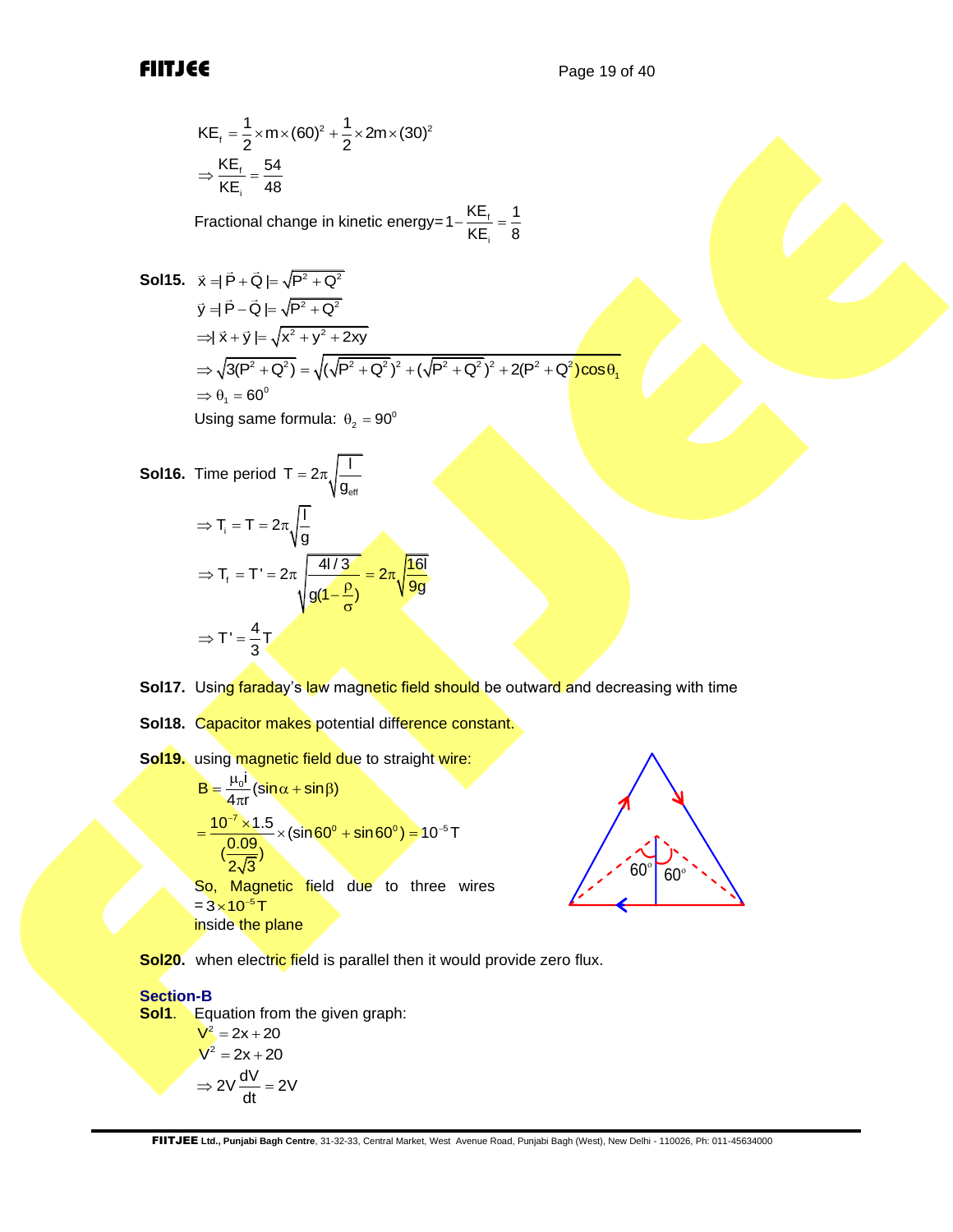$$KE_f = \frac{1}{2} \times m \times (60)^2 + \frac{1}{2} \times 2m \times (30)^2$$

$$\Rightarrow \frac{KE_f}{KE_i} = \frac{54}{48}$$

Fractional change in kinetic energy$= 1 - \frac{KE_f}{KE_i} = \frac{1}{8}$

**Sol15.** $\vec{x} = |\vec{P} + \vec{Q}| = \sqrt{P^2 + Q^2}$

$\vec{y} = |\vec{P} - \vec{Q}| = \sqrt{P^2 + Q^2}$

$\Rightarrow |\vec{x} + \vec{y}| = \sqrt{x^2 + y^2 + 2xy}$

$\Rightarrow \sqrt{3(P^2 + Q^2)} = \sqrt{(\sqrt{P^2 + Q^2})^2 + (\sqrt{P^2 + Q^2})^2 + 2(P^2 + Q^2)\cos\theta_1}$

$\Rightarrow \theta_1 = 60^0$

Using same formula: $\theta_2 = 90^0$

**Sol16.** Time period $T = 2\pi\sqrt{\frac{l}{g_{eff}}}$

$\Rightarrow T_i = T = 2\pi\sqrt{\frac{l}{g}}$

$\Rightarrow T_f = T' = 2\pi\sqrt{\frac{4l/3}{g(1 - \frac{\rho}{\sigma})}} = 2\pi\sqrt{\frac{16l}{9g}}$

$\Rightarrow T' = \frac{4}{3}T$

**Sol17.** Using faraday's law magnetic field should be outward and decreasing with time

**Sol18.** Capacitor makes potential difference constant.

**Sol19.** using magnetic field due to straight wire:

$B = \frac{\mu_0 i}{4\pi r}(\sin\alpha + \sin\beta)$

$= \frac{10^{-7} \times 1.5}{(\frac{0.09}{2\sqrt{3}})} \times (\sin 60^0 + \sin 60^0) = 10^{-5}\,T$

So, Magnetic field due to three wires $= 3 \times 10^{-5}\,T$ inside the plane

**Sol20.** when electric field is parallel then it would provide zero flux.

## Section-B

**Sol1.** Equation from the given graph:

$V^2 = 2x + 20$

$V^2 = 2x + 20$

$\Rightarrow 2V\frac{dV}{dt} = 2V$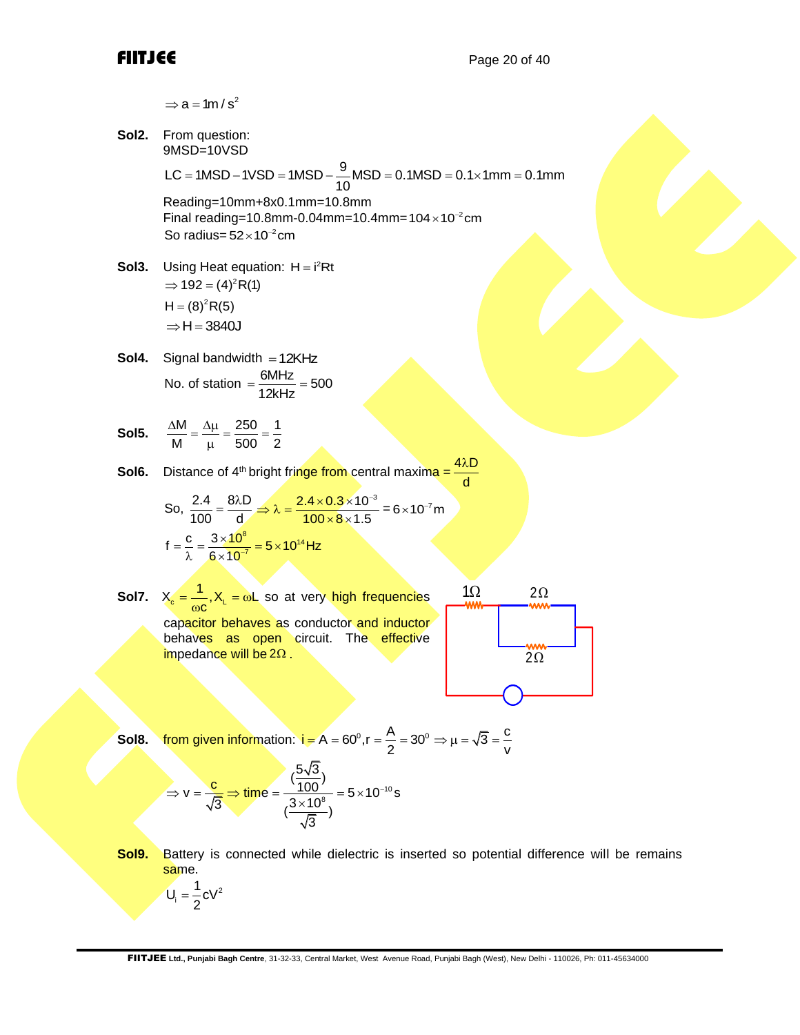$\Rightarrow a = 1 m/s^2$

**Sol2.** From question:

9MSD=10VSD

$$LC = 1MSD - 1VSD = 1MSD - \frac{9}{10}MSD = 0.1MSD = 0.1\times 1mm = 0.1mm$$

Reading=10mm+8x0.1mm=10.8mm

Final reading=10.8mm-0.04mm=10.4mm=$104\times 10^{-2}$cm

So radius= $52\times 10^{-2}$cm

**Sol3.** Using Heat equation: $H = i^2Rt$

$\Rightarrow 192 = (4)^2R(1)$

$H = (8)^2R(5)$

$\Rightarrow H = 3840J$

**Sol4.** Signal bandwidth $= 12KHz$

No. of station $= \frac{6MHz}{12kHz} = 500$

**Sol5.** $\frac{\Delta M}{M} = \frac{\Delta\mu}{\mu} = \frac{250}{500} = \frac{1}{2}$

**Sol6.** Distance of 4th bright fringe from central maxima = $\frac{4\lambda D}{d}$

So, $\frac{2.4}{100} = \frac{8\lambda D}{d} \Rightarrow \lambda = \frac{2.4\times 0.3\times 10^{-3}}{100\times 8\times 1.5} = 6\times 10^{-7}m$

$f = \frac{c}{\lambda} = \frac{3\times 10^8}{6\times 10^{-7}} = 5\times 10^{14}Hz$

**Sol7.** $X_c = \frac{1}{\omega c}, X_L = \omega L$ so at very high frequencies capacitor behaves as conductor and inductor behaves as open circuit. The effective impedance will be $2\Omega$.

[Circuit: $1\Omega$ in series with parallel combination of $2\Omega$ and $2\Omega$, connected to source]

**Sol8.** from given information: $i = A = 60^0, r = \frac{A}{2} = 30^0 \Rightarrow \mu = \sqrt{3} = \frac{c}{v}$

$$\Rightarrow v = \frac{c}{\sqrt{3}} \Rightarrow time = \frac{(\frac{5\sqrt{3}}{100})}{(\frac{3\times 10^8}{\sqrt{3}})} = 5\times 10^{-10}s$$

**Sol9.** Battery is connected while dielectric is inserted so potential difference will be remains same.

$U_i = \frac{1}{2}cV^2$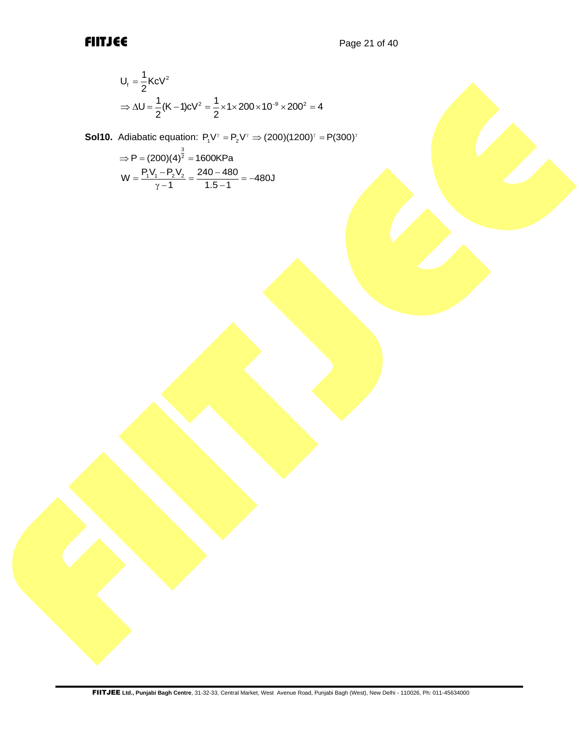$$U_f = \frac{1}{2}KcV^2$$

$$\Rightarrow \Delta U = \frac{1}{2}(K-1)cV^2 = \frac{1}{2}\times 1\times 200\times 10^{-9}\times 200^2 = 4$$

**Sol10.** Adiabatic equation: $P_1V^{\gamma} = P_2V^{\gamma} \Rightarrow (200)(1200)^{\gamma} = P(300)^{\gamma}$

$$\Rightarrow P = (200)(4)^{\frac{3}{2}} = 1600\text{KPa}$$

$$W = \frac{P_1V_1 - P_2V_2}{\gamma - 1} = \frac{240-480}{1.5-1} = -480\text{J}$$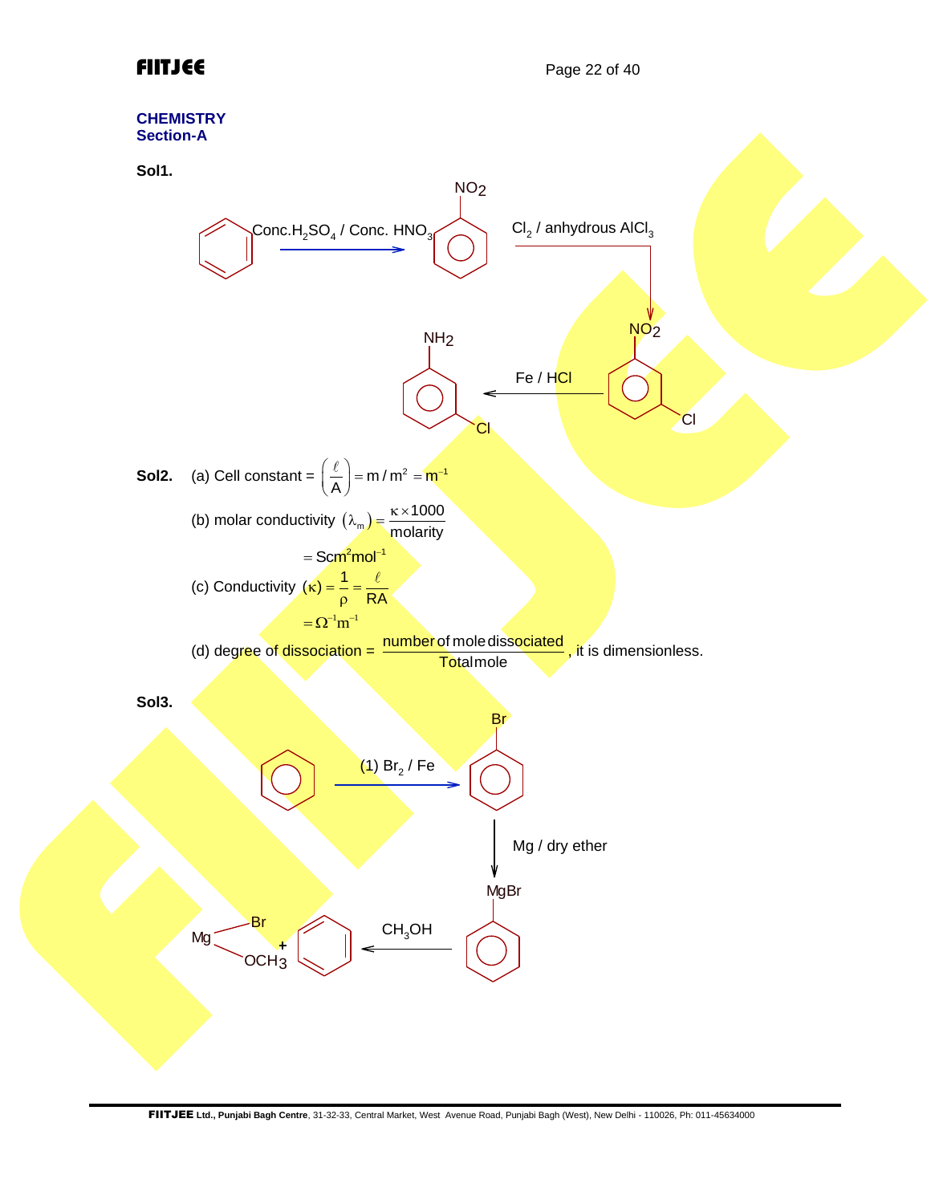## CHEMISTRY
### Section-A

**Sol1.**

Benzene $\xrightarrow{\text{Conc.}H_2SO_4 / \text{Conc. }HNO_3}$ Nitrobenzene ($NO_2$) $\xrightarrow{Cl_2 / \text{anhydrous }AlCl_3}$ m-chloronitrobenzene ($NO_2$, Cl) $\xrightarrow{Fe / HCl}$ m-chloroaniline ($NH_2$, Cl)

**Sol2.** (a) Cell constant = $\left(\frac{\ell}{A}\right) = m/m^2 = m^{-1}$

(b) molar conductivity $(\lambda_m) = \frac{\kappa \times 1000}{\text{molarity}}$

$= Scm^2mol^{-1}$

(c) Conductivity $(\kappa) = \frac{1}{\rho} = \frac{\ell}{RA}$

$= \Omega^{-1}m^{-1}$

(d) degree of dissociation = $\frac{\text{number of mole dissociated}}{\text{Total mole}}$, it is dimensionless.

**Sol3.**

Benzene $\xrightarrow{(1)\ Br_2 / Fe}$ Bromobenzene (Br) $\xrightarrow{\text{Mg / dry ether}}$ Phenylmagnesium bromide (MgBr) $\xrightarrow{CH_3OH}$ Benzene + Mg(Br)($OCH_3$)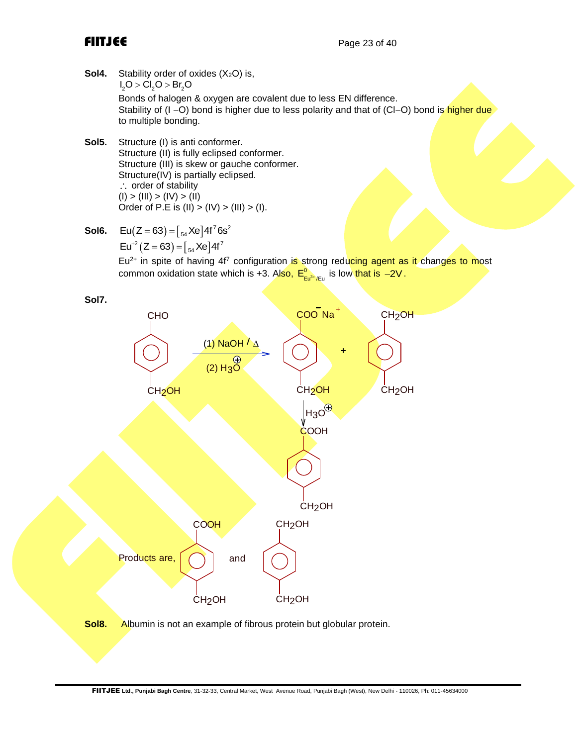**Sol4.** Stability order of oxides ($X_2O$) is,

$I_2O > Cl_2O > Br_2O$

Bonds of halogen & oxygen are covalent due to less EN difference.
Stability of (I –O) bond is higher due to less polarity and that of (Cl–O) bond is higher due to multiple bonding.

**Sol5.** Structure (I) is anti conformer.
Structure (II) is fully eclipsed conformer.
Structure (III) is skew or gauche conformer.
Structure(IV) is partially eclipsed.
$\therefore$ order of stability
(I) > (III) > (IV) > (II)
Order of P.E is (II) > (IV) > (III) > (I).

**Sol6.** $Eu(Z = 63) = [_{54}Xe]4f^7 6s^2$

$Eu^{+2}(Z = 63) = [_{54}Xe]4f^7$

$Eu^{2+}$ in spite of having $4f^7$ configuration is strong reducing agent as it changes to most common oxidation state which is +3. Also, $E^0_{Eu^{3+}/Eu}$ is low that is $-2V$.

**Sol7.**

$$\text{p-}HOCH_2C_6H_4CHO \xrightarrow[(2)\ H_3O^{\oplus}]{(1)\ NaOH/\Delta} \text{p-}HOCH_2C_6H_4COO^-Na^+ + \text{p-}HOCH_2C_6H_4CH_2OH$$

$$\text{p-}HOCH_2C_6H_4COO^-Na^+ \xrightarrow{H_3O^{\oplus}} \text{p-}HOCH_2C_6H_4COOH$$

Products are, p-$HOCH_2C_6H_4COOH$ and p-$HOCH_2C_6H_4CH_2OH$

**Sol8.** Albumin is not an example of fibrous protein but globular protein.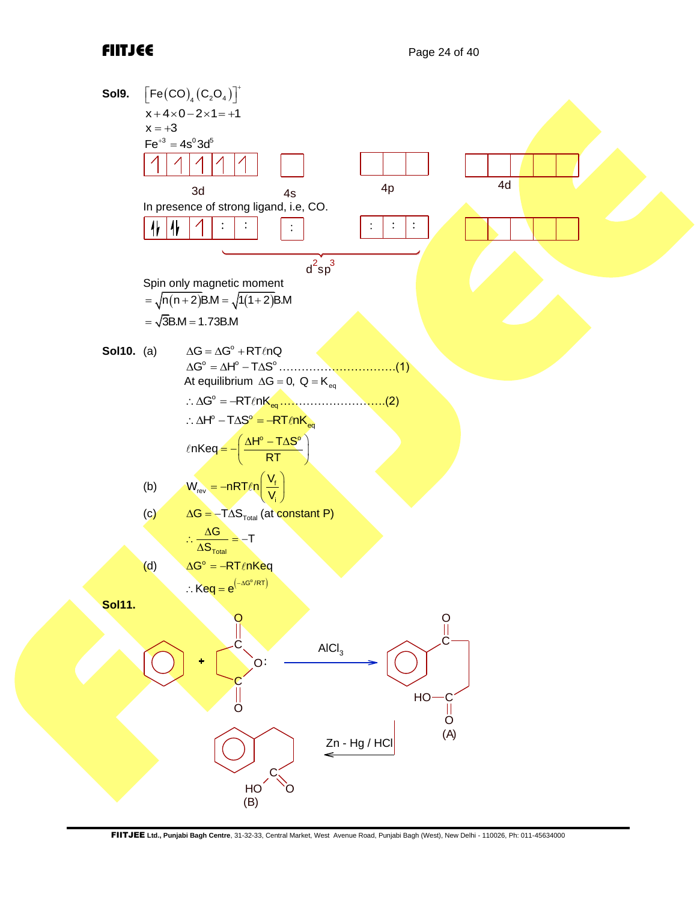**Sol9.** $\left[Fe(CO)_4(C_2O_4)\right]^+$

$x + 4\times 0 - 2\times 1 = +1$

$x = +3$

$Fe^{+3} = 4s^0 3d^5$

| 3d | | | | | | 4s | | 4p | | | | 4d | | | | |
|---|---|---|---|---|---|---|---|---|---|---|---|---|---|---|---|---|
| ↿ | ↿ | ↿ | ↿ | ↿ | | | | | | | | | | | | |

In presence of strong ligand, i.e, CO.

| 3d | | | | | | 4s | | 4p | | | | 4d | | | | |
|---|---|---|---|---|---|---|---|---|---|---|---|---|---|---|---|---|
| ↿⇂ | ↿⇂ | ↿ | : | : | | : | | : | : | : | | | | | | |

$d^2sp^3$

Spin only magnetic moment

$= \sqrt{n(n+2)}\text{B.M} = \sqrt{1(1+2)}\text{B.M}$

$= \sqrt{3}\text{B.M} = 1.73\text{B.M}$

**Sol10.** (a) $\Delta G = \Delta G^o + RT\ell nQ$

$\Delta G^o = \Delta H^o - T\Delta S^o$ ..............................(1)

At equilibrium $\Delta G = 0,\ Q = K_{eq}$

$\therefore \Delta G^o = -RT\ell nK_{eq}$ ..........................(2)

$\therefore \Delta H^o - T\Delta S^o = -RT\ell nK_{eq}$

$$\ell nKeq = -\left(\frac{\Delta H^o - T\Delta S^o}{RT}\right)$$

(b) $W_{rev} = -nRT\ell n\left(\frac{V_f}{V_i}\right)$

(c) $\Delta G = -T\Delta S_{Total}$ (at constant P)

$$\therefore \frac{\Delta G}{\Delta S_{Total}} = -T$$

(d) $\Delta G^o = -RT\ell nKeq$

$\therefore Keq = e^{\left(-\Delta G^o/RT\right)}$

**Sol11.**

Benzene + succinic anhydride $\xrightarrow{AlCl_3}$ $C_6H_5-CO-CH_2-CH_2-COOH$ (A) $\xrightarrow{Zn-Hg/HCl}$ $C_6H_5-CH_2-CH_2-CH_2-COOH$ (B)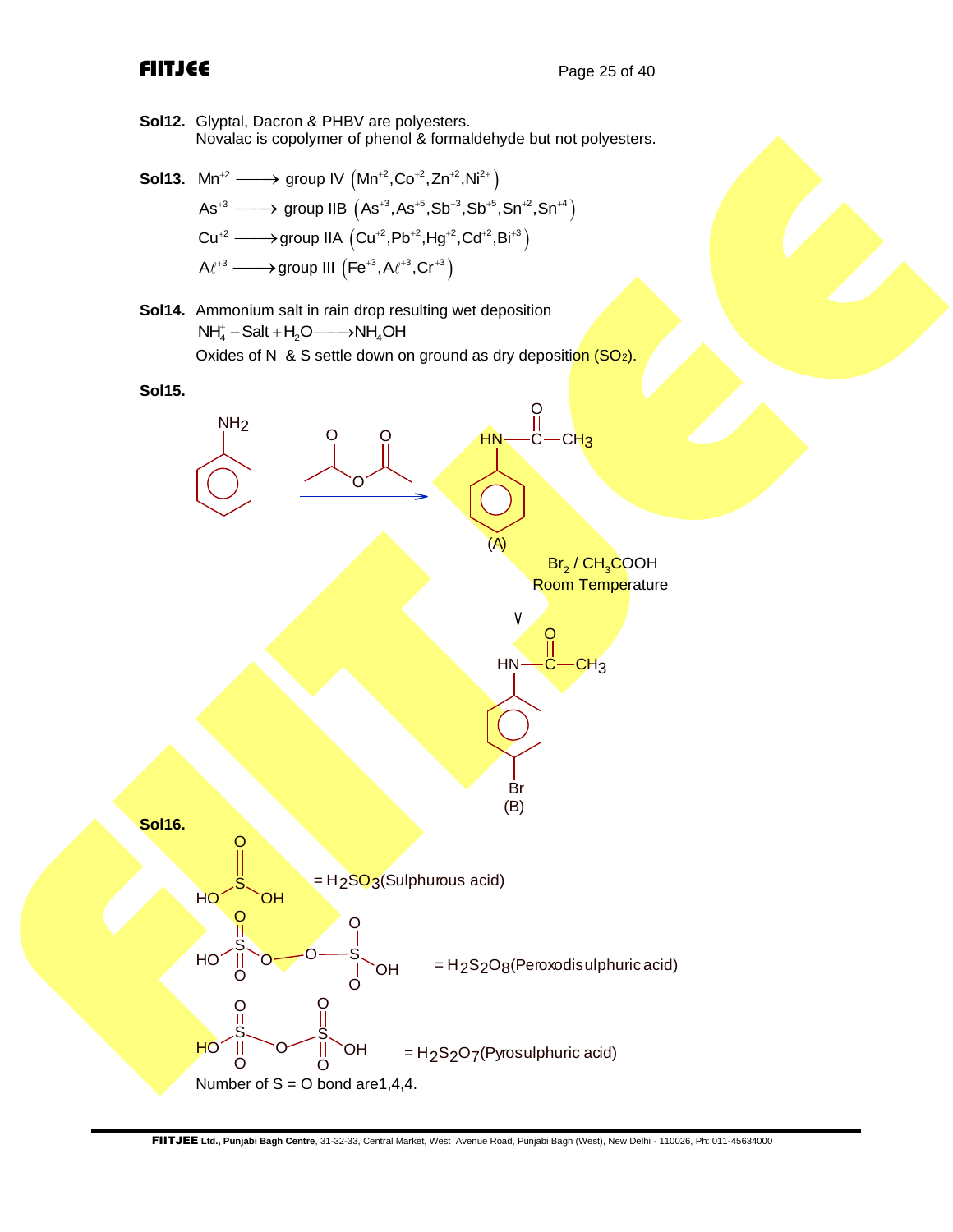**Sol12.** Glyptal, Dacron & PHBV are polyesters.
Novalac is copolymer of phenol & formaldehyde but not polyesters.

**Sol13.** $Mn^{+2} \longrightarrow$ group IV $\left(Mn^{+2}, Co^{+2}, Zn^{+2}, Ni^{2+}\right)$

$As^{+3} \longrightarrow$ group IIB $\left(As^{+3}, As^{+5}, Sb^{+3}, Sb^{+5}, Sn^{+2}, Sn^{+4}\right)$

$Cu^{+2} \longrightarrow$ group IIA $\left(Cu^{+2}, Pb^{+2}, Hg^{+2}, Cd^{+2}, Bi^{+3}\right)$

$A\ell^{+3} \longrightarrow$ group III $\left(Fe^{+3}, A\ell^{+3}, Cr^{+3}\right)$

**Sol14.** Ammonium salt in rain drop resulting wet deposition

$NH_4^+ - \text{Salt} + H_2O \longrightarrow NH_4OH$

Oxides of N & S settle down on ground as dry deposition ($SO_2$).

**Sol15.**

Aniline ($C_6H_5NH_2$) $\xrightarrow{(CH_3CO)_2O}$ $C_6H_5NHCOCH_3$ (A) $\xrightarrow[\text{Room Temperature}]{Br_2 / CH_3COOH}$ $p\text{-}Br\text{-}C_6H_4NHCOCH_3$ (B)

**Sol16.**

$HO\text{-}S(=O)\text{-}OH$ = $H_2SO_3$ (Sulphurous acid)

$HO\text{-}S(=O)_2\text{-}O\text{-}O\text{-}S(=O)_2\text{-}OH$ = $H_2S_2O_8$ (Peroxodisulphuric acid)

$HO\text{-}S(=O)_2\text{-}O\text{-}S(=O)_2\text{-}OH$ = $H_2S_2O_7$ (Pyrosulphuric acid)

Number of S = O bond are 1,4,4.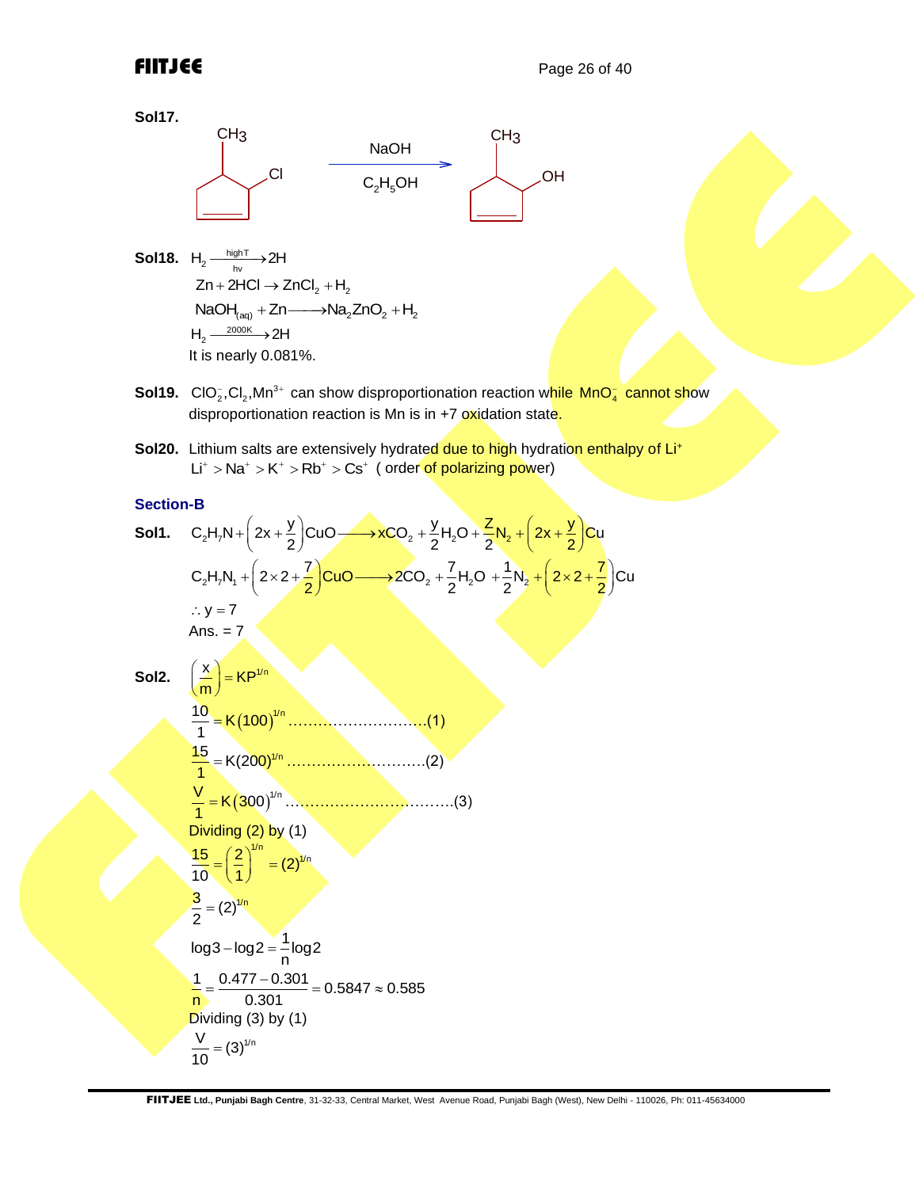**Sol17.**

$$\text{3-chloro-4-methylcyclopentene (CH}_3\text{, Cl)} \xrightarrow[C_2H_5OH]{NaOH} \text{3-hydroxy-4-methylcyclopentene (CH}_3\text{, OH)}$$

**Sol18.** $H_2 \xrightarrow[hv]{high T} 2H$

$Zn + 2HCl \rightarrow ZnCl_2 + H_2$

$NaOH_{(aq)} + Zn \longrightarrow Na_2ZnO_2 + H_2$

$H_2 \xrightarrow{2000K} 2H$

It is nearly 0.081%.

**Sol19.** $ClO_2^-, Cl_2, Mn^{3+}$ can show disproportionation reaction while $MnO_4^-$ cannot show disproportionation reaction is Mn is in +7 oxidation state.

**Sol20.** Lithium salts are extensively hydrated due to high hydration enthalpy of $Li^+$

$Li^+ > Na^+ > K^+ > Rb^+ > Cs^+$ ( order of polarizing power)

## Section-B

**Sol1.** $C_2H_7N + \left(2x + \frac{y}{2}\right)CuO \longrightarrow xCO_2 + \frac{y}{2}H_2O + \frac{Z}{2}N_2 + \left(2x + \frac{y}{2}\right)Cu$

$C_2H_7N_1 + \left(2\times 2 + \frac{7}{2}\right)CuO \longrightarrow 2CO_2 + \frac{7}{2}H_2O + \frac{1}{2}N_2 + \left(2\times 2 + \frac{7}{2}\right)Cu$

$\therefore y = 7$

Ans. = 7

**Sol2.** $\left(\frac{x}{m}\right) = KP^{1/n}$

$\frac{10}{1} = K(100)^{1/n}$ ……………………….(1)

$\frac{15}{1} = K(200)^{1/n}$ ……………………….(2)

$\frac{V}{1} = K(300)^{1/n}$ …………………………….(3)

Dividing (2) by (1)

$\frac{15}{10} = \left(\frac{2}{1}\right)^{1/n} = (2)^{1/n}$

$\frac{3}{2} = (2)^{1/n}$

$\log 3 - \log 2 = \frac{1}{n}\log 2$

$\frac{1}{n} = \frac{0.477 - 0.301}{0.301} = 0.5847 \approx 0.585$

Dividing (3) by (1)

$\frac{V}{10} = (3)^{1/n}$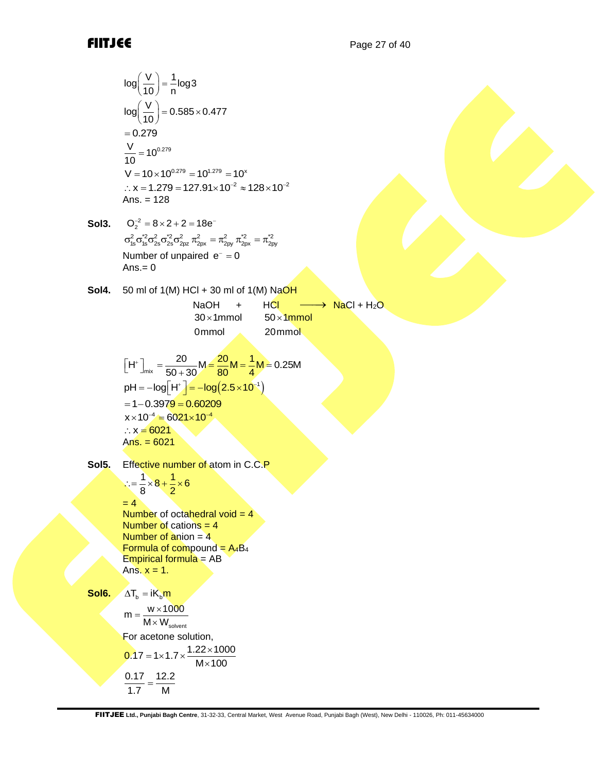$$\log\left(\frac{V}{10}\right) = \frac{1}{n}\log 3$$

$$\log\left(\frac{V}{10}\right) = 0.585 \times 0.477$$

$$= 0.279$$

$$\frac{V}{10} = 10^{0.279}$$

$$V = 10 \times 10^{0.279} = 10^{1.279} = 10^{x}$$

$$\therefore x = 1.279 = 127.91 \times 10^{-2} \approx 128 \times 10^{-2}$$

Ans. = 128

**Sol3.** $O_2^{-2} = 8 \times 2 + 2 = 18e^-$

$$\sigma_{1s}^2 \sigma_{1s}^{*2} \sigma_{2s}^2 \sigma_{2s}^{*2} \sigma_{2pz}^2 \; \pi_{2px}^2 = \pi_{2py}^2 \; \pi_{2px}^{*2} = \pi_{2py}^{*2}$$

Number of unpaired $e^- = 0$

Ans.= 0

**Sol4.** 50 ml of 1(M) HCl + 30 ml of 1(M) NaOH

| NaOH | + | HCl | $\longrightarrow$ | NaCl + $H_2O$ |
|---|---|---|---|---|
| $30 \times 1$mmol | | $50 \times 1$mmol | | |
| 0mmol | | 20mmol | | |

$$\left[H^+\right]_{mix} = \frac{20}{50+30}M = \frac{20}{80}M = \frac{1}{4}M = 0.25M$$

$$pH = -\log\left[H^+\right] = -\log\left(2.5 \times 10^{-1}\right)$$

$$= 1 - 0.3979 = 0.60209$$

$$x \times 10^{-4} = 6021 \times 10^{-4}$$

$$\therefore x = 6021$$

Ans. = 6021

**Sol5.** Effective number of atom in C.C.P

$$\therefore = \frac{1}{8} \times 8 + \frac{1}{2} \times 6$$

= 4

Number of octahedral void = 4

Number of cations = 4

Number of anion = 4

Formula of compound = $A_4B_4$

Empirical formula = AB

Ans. x = 1.

**Sol6.** $\Delta T_b = iK_b m$

$$m = \frac{w \times 1000}{M \times W_{solvent}}$$

For acetone solution,

$$0.17 = 1 \times 1.7 \times \frac{1.22 \times 1000}{M \times 100}$$

$$\frac{0.17}{1.7} = \frac{12.2}{M}$$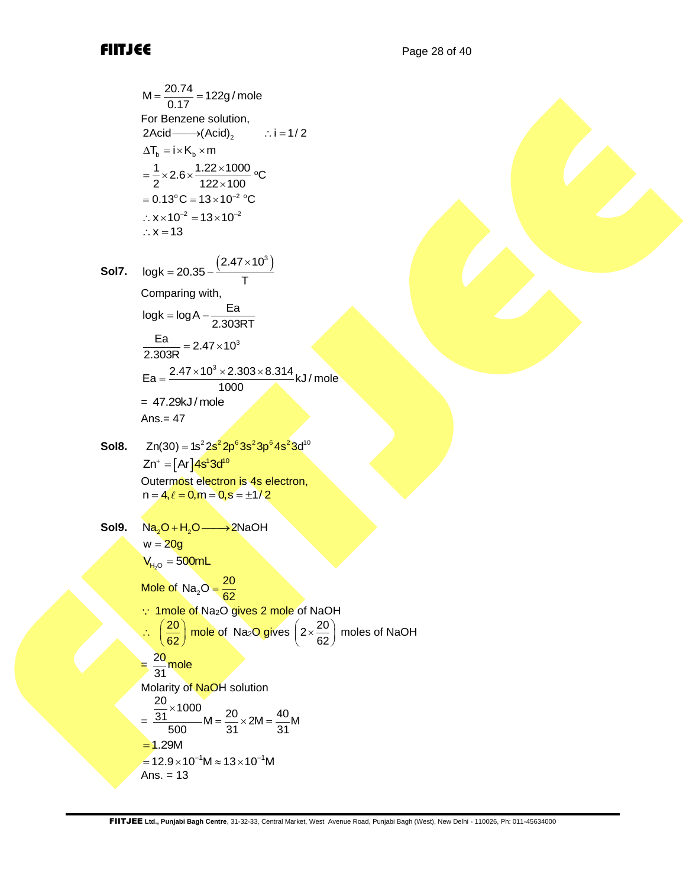$$M = \frac{20.74}{0.17} = 122\text{g / mole}$$

For Benzene solution,

$$2\text{Acid} \longrightarrow (\text{Acid})_2 \qquad \therefore i = 1/2$$

$$\Delta T_b = i \times K_b \times m$$

$$= \frac{1}{2} \times 2.6 \times \frac{1.22 \times 1000}{122 \times 100}\ ^{o}\text{C}$$

$$= 0.13^{o}\text{C} = 13 \times 10^{-2}\ ^{o}\text{C}$$

$$\therefore x \times 10^{-2} = 13 \times 10^{-2}$$

$$\therefore x = 13$$

**Sol7.** $\log k = 20.35 - \frac{\left(2.47 \times 10^{3}\right)}{T}$

Comparing with,

$$\log k = \log A - \frac{Ea}{2.303RT}$$

$$\frac{Ea}{2.303R} = 2.47 \times 10^{3}$$

$$Ea = \frac{2.47 \times 10^{3} \times 2.303 \times 8.314}{1000}\text{kJ / mole}$$

$= 47.29\text{kJ / mole}$

Ans.= 47

**Sol8.** $Zn(30) = 1s^2 2s^2 2p^6 3s^2 3p^6 4s^2 3d^{10}$

$Zn^{+} = [Ar]4s^1 3d^{10}$

Outermost electron is 4s electron,

$n = 4, \ell = 0, m = 0, s = \pm 1/2$

**Sol9.** $Na_2O + H_2O \longrightarrow 2NaOH$

$w = 20g$

$V_{H_2O} = 500mL$

Mole of $Na_2O = \frac{20}{62}$

$\because$ 1mole of $Na_2O$ gives 2 mole of NaOH

$\therefore \left(\frac{20}{62}\right)$ mole of $Na_2O$ gives $\left(2 \times \frac{20}{62}\right)$ moles of NaOH

$= \frac{20}{31}$ mole

Molarity of NaOH solution

$$= \frac{\frac{20}{31} \times 1000}{500}M = \frac{20}{31} \times 2M = \frac{40}{31}M$$

$= 1.29M$

$= 12.9 \times 10^{-1}M \approx 13 \times 10^{-1}M$

Ans. = 13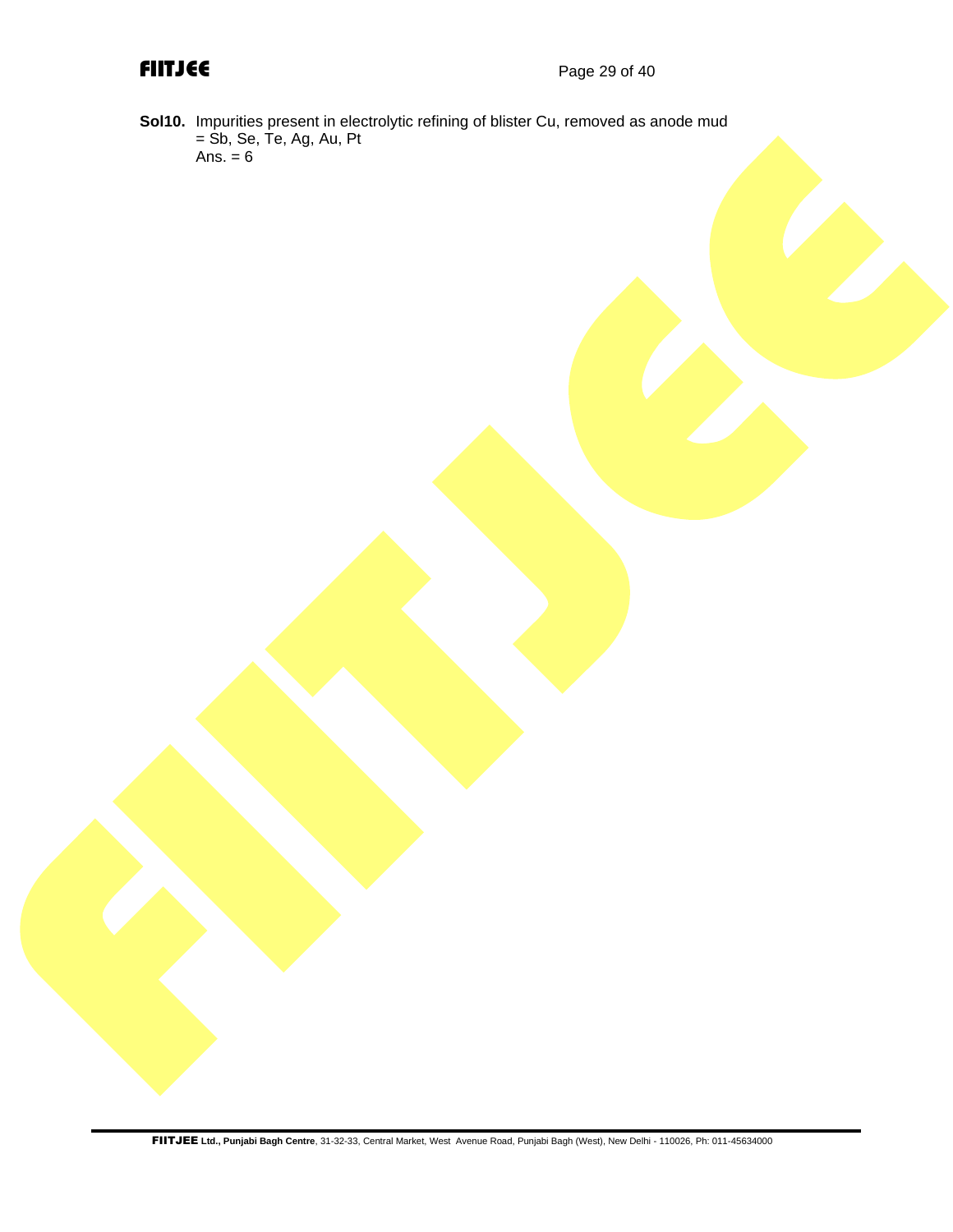**Sol10.** Impurities present in electrolytic refining of blister Cu, removed as anode mud
= Sb, Se, Te, Ag, Au, Pt
Ans. = 6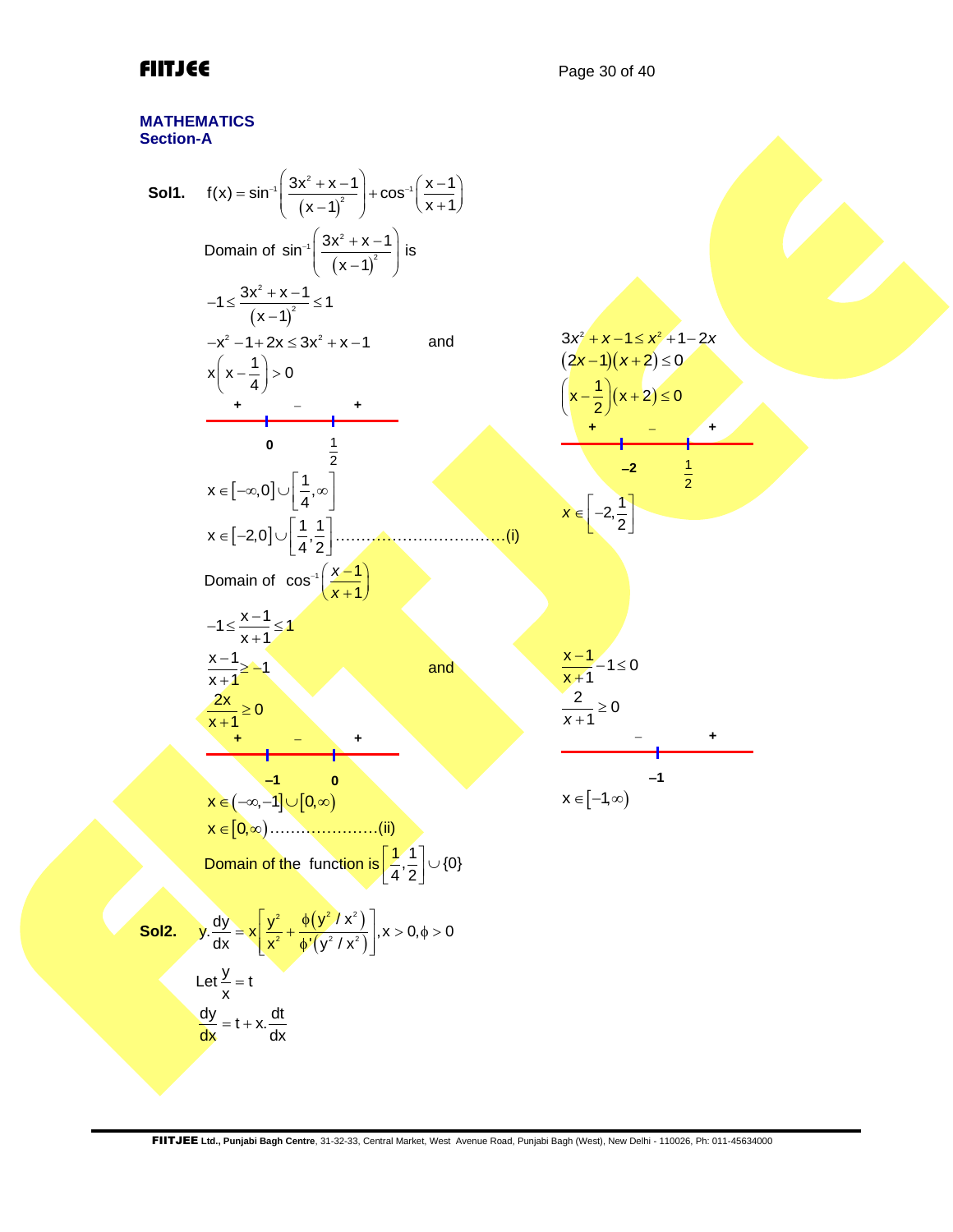## MATHEMATICS

### Section-A

**Sol1.** $f(x) = \sin^{-1}\left(\frac{3x^2+x-1}{(x-1)^2}\right) + \cos^{-1}\left(\frac{x-1}{x+1}\right)$

Domain of $\sin^{-1}\left(\frac{3x^2+x-1}{(x-1)^2}\right)$ is

$$-1 \le \frac{3x^2+x-1}{(x-1)^2} \le 1$$

$-x^2 - 1 + 2x \le 3x^2 + x - 1$ and $3x^2 + x - 1 \le x^2 + 1 - 2x$

$x\left(x - \frac{1}{4}\right) > 0$

(Sign scheme: + | – | + at points $0$, $\frac{1}{2}$)

$x \in [-\infty, 0] \cup \left[\frac{1}{4}, \infty\right]$

$(2x-1)(x+2) \le 0$

$\left(x - \frac{1}{2}\right)(x+2) \le 0$

(Sign scheme: + | – | + at points $-2$, $\frac{1}{2}$)

$x \in \left[-2, \frac{1}{2}\right]$

$x \in [-2, 0] \cup \left[\frac{1}{4}, \frac{1}{2}\right]$ ................................(i)

Domain of $\cos^{-1}\left(\frac{x-1}{x+1}\right)$

$$-1 \le \frac{x-1}{x+1} \le 1$$

$\frac{x-1}{x+1} \ge -1$ and $\frac{x-1}{x+1} - 1 \le 0$

$\frac{2x}{x+1} \ge 0$

(Sign scheme: + | – | + at points $-1$, $0$)

$x \in (-\infty, -1] \cup [0, \infty)$

$\frac{2}{x+1} \ge 0$

(Sign scheme: – | + at point $-1$)

$x \in [-1, \infty)$

$x \in [0, \infty)$.....................(ii)

Domain of the function is $\left[\frac{1}{4}, \frac{1}{2}\right] \cup \{0\}$

**Sol2.** $y.\frac{dy}{dx} = x\left[\frac{y^2}{x^2} + \frac{\phi(y^2/x^2)}{\phi'(y^2/x^2)}\right], x > 0, \phi > 0$

Let $\frac{y}{x} = t$

$\frac{dy}{dx} = t + x.\frac{dt}{dx}$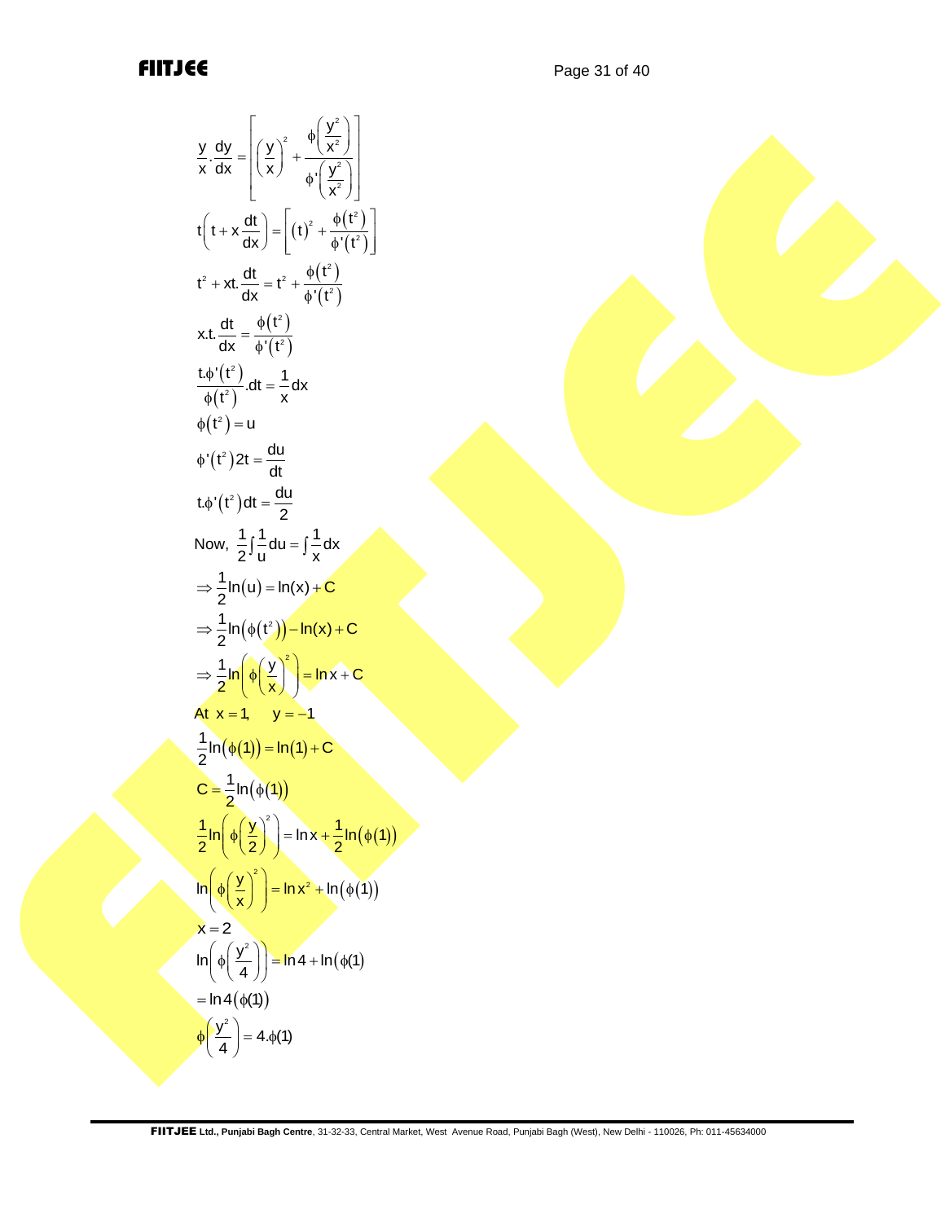$$\frac{y}{x}.\frac{dy}{dx} = \left[\left(\frac{y}{x}\right)^2 + \frac{\phi\left(\frac{y^2}{x^2}\right)}{\phi'\left(\frac{y^2}{x^2}\right)}\right]$$

$$t\left(t + x\frac{dt}{dx}\right) = \left[(t)^2 + \frac{\phi(t^2)}{\phi'(t^2)}\right]$$

$$t^2 + xt.\frac{dt}{dx} = t^2 + \frac{\phi(t^2)}{\phi'(t^2)}$$

$$x.t.\frac{dt}{dx} = \frac{\phi(t^2)}{\phi'(t^2)}$$

$$\frac{t.\phi'(t^2)}{\phi(t^2)}.dt = \frac{1}{x}dx$$

$$\phi(t^2) = u$$

$$\phi'(t^2)2t = \frac{du}{dt}$$

$$t.\phi'(t^2)dt = \frac{du}{2}$$

Now, $\frac{1}{2}\int\frac{1}{u}du = \int\frac{1}{x}dx$

$$\Rightarrow \frac{1}{2}\ln(u) = \ln(x) + C$$

$$\Rightarrow \frac{1}{2}\ln(\phi(t^2)) - \ln(x) + C$$

$$\Rightarrow \frac{1}{2}\ln\left(\phi\left(\frac{y}{x}\right)^2\right) = \ln x + C$$

At $x = 1, \quad y = -1$

$$\frac{1}{2}\ln(\phi(1)) = \ln(1) + C$$

$$C = \frac{1}{2}\ln(\phi(1))$$

$$\frac{1}{2}\ln\left(\phi\left(\frac{y}{2}\right)^2\right) = \ln x + \frac{1}{2}\ln(\phi(1))$$

$$\ln\left(\phi\left(\frac{y}{x}\right)^2\right) = \ln x^2 + \ln(\phi(1))$$

$$x = 2$$

$$\ln\left(\phi\left(\frac{y^2}{4}\right)\right) = \ln 4 + \ln(\phi(1)$$

$$= \ln 4(\phi(1))$$

$$\phi\left(\frac{y^2}{4}\right) = 4.\phi(1)$$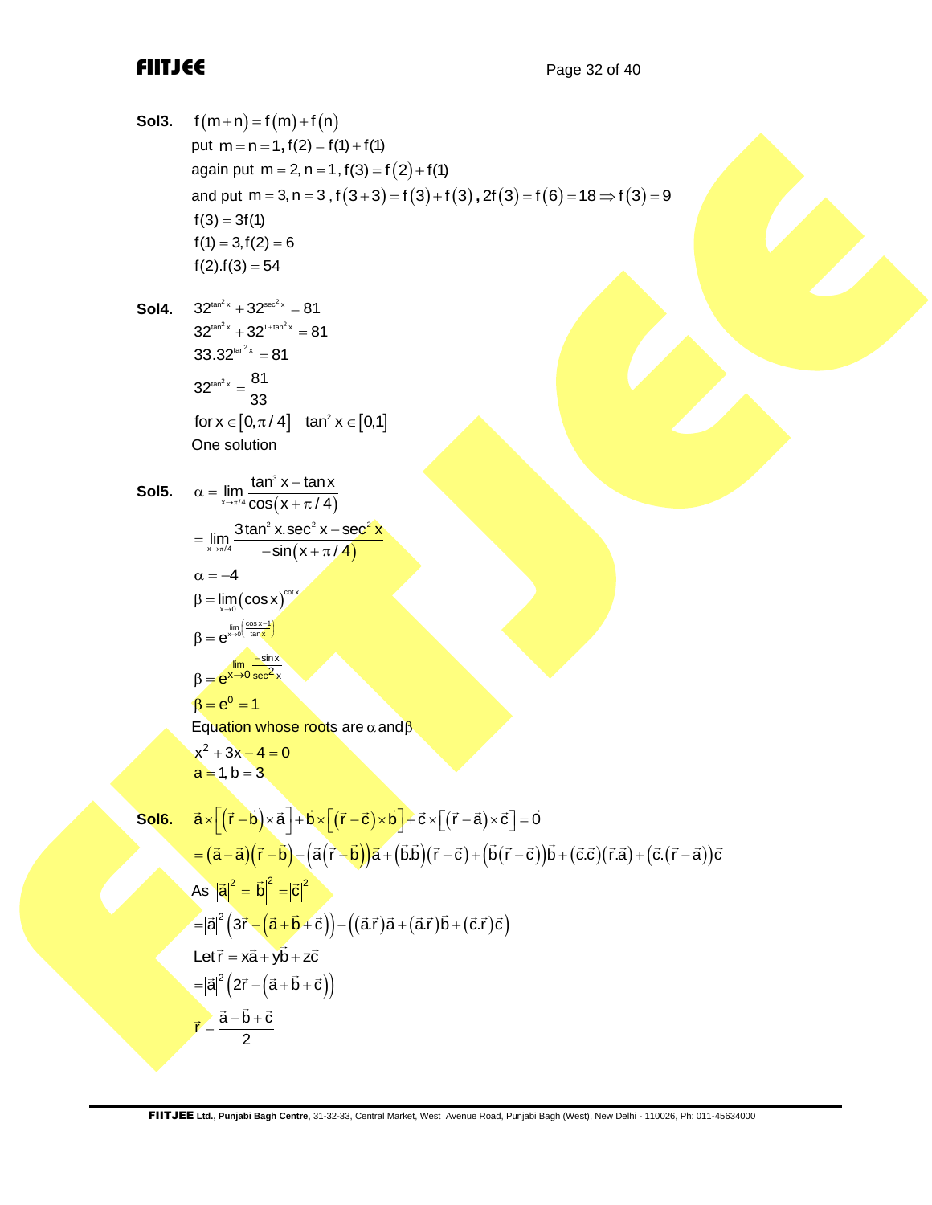**Sol3.** $f(m+n) = f(m) + f(n)$

put $m = n = 1, f(2) = f(1) + f(1)$

again put $m = 2, n = 1, f(3) = f(2) + f(1)$

and put $m = 3, n = 3$ , $f(3+3) = f(3) + f(3)$ , $2f(3) = f(6) = 18 \Rightarrow f(3) = 9$

$f(3) = 3f(1)$

$f(1) = 3, f(2) = 6$

$f(2).f(3) = 54$

**Sol4.** $32^{\tan^2 x} + 32^{\sec^2 x} = 81$

$32^{\tan^2 x} + 32^{1+\tan^2 x} = 81$

$33.32^{\tan^2 x} = 81$

$32^{\tan^2 x} = \dfrac{81}{33}$

for $x \in [0, \pi/4]$ $\quad \tan^2 x \in [0,1]$

One solution

**Sol5.** $\alpha = \lim\limits_{x \to \pi/4} \dfrac{\tan^3 x - \tan x}{\cos(x + \pi/4)}$

$= \lim\limits_{x \to \pi/4} \dfrac{3\tan^2 x.\sec^2 x - \sec^2 x}{-\sin(x + \pi/4)}$

$\alpha = -4$

$\beta = \lim\limits_{x \to 0} (\cos x)^{\cot x}$

$\beta = e^{\lim\limits_{x \to 0}\left(\frac{\cos x - 1}{\tan x}\right)}$

$\beta = e^{\lim\limits_{x \to 0} \frac{-\sin x}{\sec^2 x}}$

$\beta = e^0 = 1$

Equation whose roots are $\alpha$ and $\beta$

$x^2 + 3x - 4 = 0$

$a = 1, b = 3$

**Sol6.** $\vec{a} \times \left[(\vec{r} - \vec{b}) \times \vec{a}\right] + \vec{b} \times \left[(\vec{r} - \vec{c}) \times \vec{b}\right] + \vec{c} \times \left[(\vec{r} - \vec{a}) \times \vec{c}\right] = \vec{0}$

$= (\vec{a} - \vec{a})(\vec{r} - \vec{b}) - \left(\vec{a}(\vec{r} - \vec{b})\right)\vec{a} + (\vec{b}.\vec{b})(\vec{r} - \vec{c}) + \left(\vec{b}(\vec{r} - \vec{c})\right)\vec{b} + (\vec{c}.\vec{c})(\vec{r}.\vec{a}) + \left(\vec{c}.(\vec{r} - \vec{a})\right)\vec{c}$

As $|\vec{a}|^2 = |\vec{b}|^2 = |\vec{c}|^2$

$= |\vec{a}|^2 \left(3\vec{r} - (\vec{a} + \vec{b} + \vec{c})\right) - \left((\vec{a}.\vec{r})\vec{a} + (\vec{a}.\vec{r})\vec{b} + (\vec{c}.\vec{r})\vec{c}\right)$

Let $\vec{r} = x\vec{a} + y\vec{b} + z\vec{c}$

$= |\vec{a}|^2 \left(2\vec{r} - (\vec{a} + \vec{b} + \vec{c})\right)$

$\vec{r} = \dfrac{\vec{a} + \vec{b} + \vec{c}}{2}$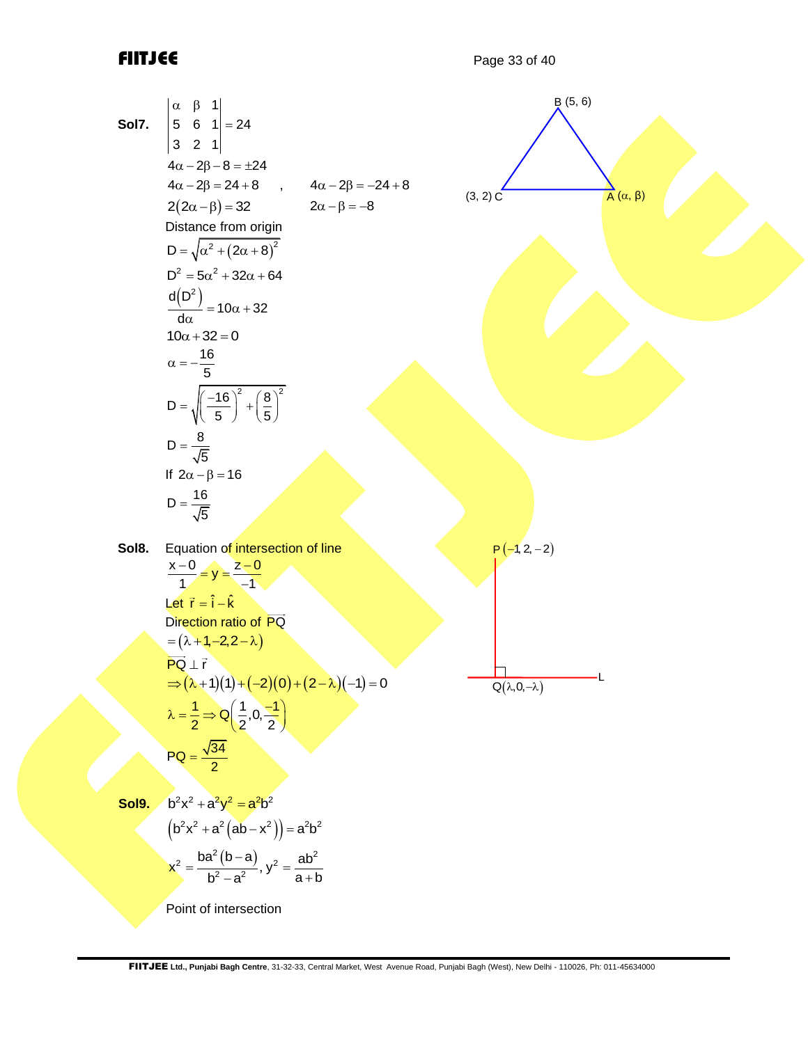**Sol7.** $\begin{vmatrix} \alpha & \beta & 1 \\ 5 & 6 & 1 \\ 3 & 2 & 1 \end{vmatrix} = 24$

B (5, 6)

(3, 2) C

A $(\alpha, \beta)$

$4\alpha - 2\beta - 8 = \pm 24$

$4\alpha - 2\beta = 24 + 8$ , $\quad 4\alpha - 2\beta = -24 + 8$

$2(2\alpha - \beta) = 32$ $\quad 2\alpha - \beta = -8$

Distance from origin

$D = \sqrt{\alpha^2 + (2\alpha + 8)^2}$

$D^2 = 5\alpha^2 + 32\alpha + 64$

$\frac{d(D^2)}{d\alpha} = 10\alpha + 32$

$10\alpha + 32 = 0$

$\alpha = -\frac{16}{5}$

$D = \sqrt{\left(\frac{-16}{5}\right)^2 + \left(\frac{8}{5}\right)^2}$

$D = \frac{8}{\sqrt{5}}$

If $2\alpha - \beta = 16$

$D = \frac{16}{\sqrt{5}}$

**Sol8.** Equation of intersection of line

$\frac{x-0}{1} = y = \frac{z-0}{-1}$

Let $\vec{r} = \hat{i} - \hat{k}$

Direction ratio of $\overrightarrow{PQ}$

$= (\lambda + 1, -2, 2 - \lambda)$

$\overrightarrow{PQ} \perp \vec{r}$

$\Rightarrow (\lambda + 1)(1) + (-2)(0) + (2 - \lambda)(-1) = 0$

$\lambda = \frac{1}{2} \Rightarrow Q\left(\frac{1}{2}, 0, \frac{-1}{2}\right)$

$PQ = \frac{\sqrt{34}}{2}$

$P(-1, 2, -2)$

$Q(\lambda, 0, -\lambda)$ L

**Sol9.** $b^2x^2 + a^2y^2 = a^2b^2$

$\left(b^2x^2 + a^2\left(ab - x^2\right)\right) = a^2b^2$

$x^2 = \frac{ba^2(b-a)}{b^2 - a^2}, \; y^2 = \frac{ab^2}{a+b}$

Point of intersection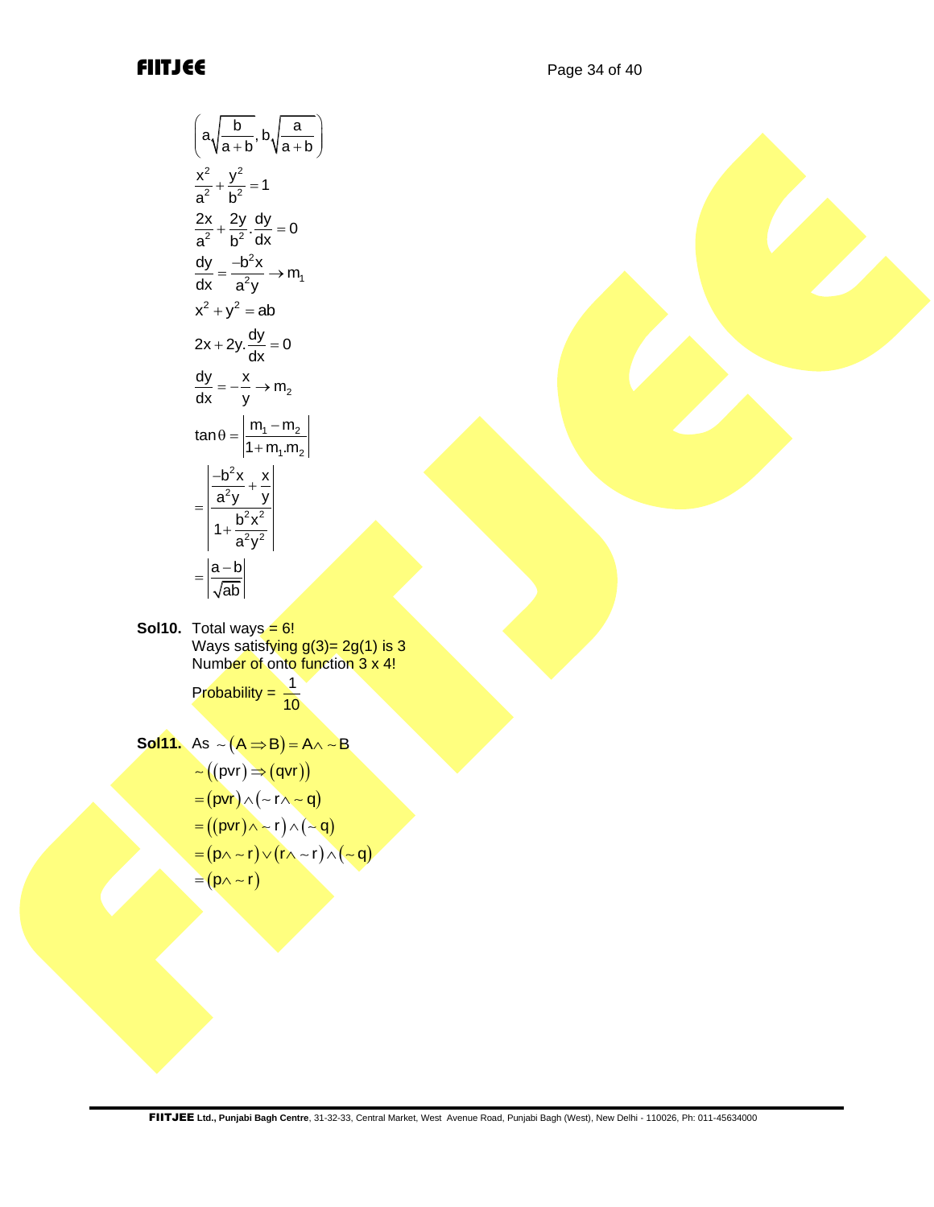$$\left(a\sqrt{\frac{b}{a+b}}, b\sqrt{\frac{a}{a+b}}\right)$$

$$\frac{x^2}{a^2}+\frac{y^2}{b^2}=1$$

$$\frac{2x}{a^2}+\frac{2y}{b^2}\cdot\frac{dy}{dx}=0$$

$$\frac{dy}{dx}=\frac{-b^2x}{a^2y}\rightarrow m_1$$

$$x^2+y^2=ab$$

$$2x+2y.\frac{dy}{dx}=0$$

$$\frac{dy}{dx}=-\frac{x}{y}\rightarrow m_2$$

$$\tan\theta=\left|\frac{m_1-m_2}{1+m_1.m_2}\right|$$

$$=\left|\frac{\frac{-b^2x}{a^2y}+\frac{x}{y}}{1+\frac{b^2x^2}{a^2y^2}}\right|$$

$$=\left|\frac{a-b}{\sqrt{ab}}\right|$$

**Sol10.** Total ways = 6!

Ways satisfying g(3)= 2g(1) is 3

Number of onto function 3 x 4!

Probability = $\frac{1}{10}$

**Sol11.** As $\sim(A\Rightarrow B)=A\wedge\sim B$

$$\sim\left((pvr)\Rightarrow(qvr)\right)$$

$$=(pvr)\wedge(\sim r\wedge\sim q)$$

$$=\left((pvr)\wedge\sim r\right)\wedge(\sim q)$$

$$=(p\wedge\sim r)\vee(r\wedge\sim r)\wedge(\sim q)$$

$$=(p\wedge\sim r)$$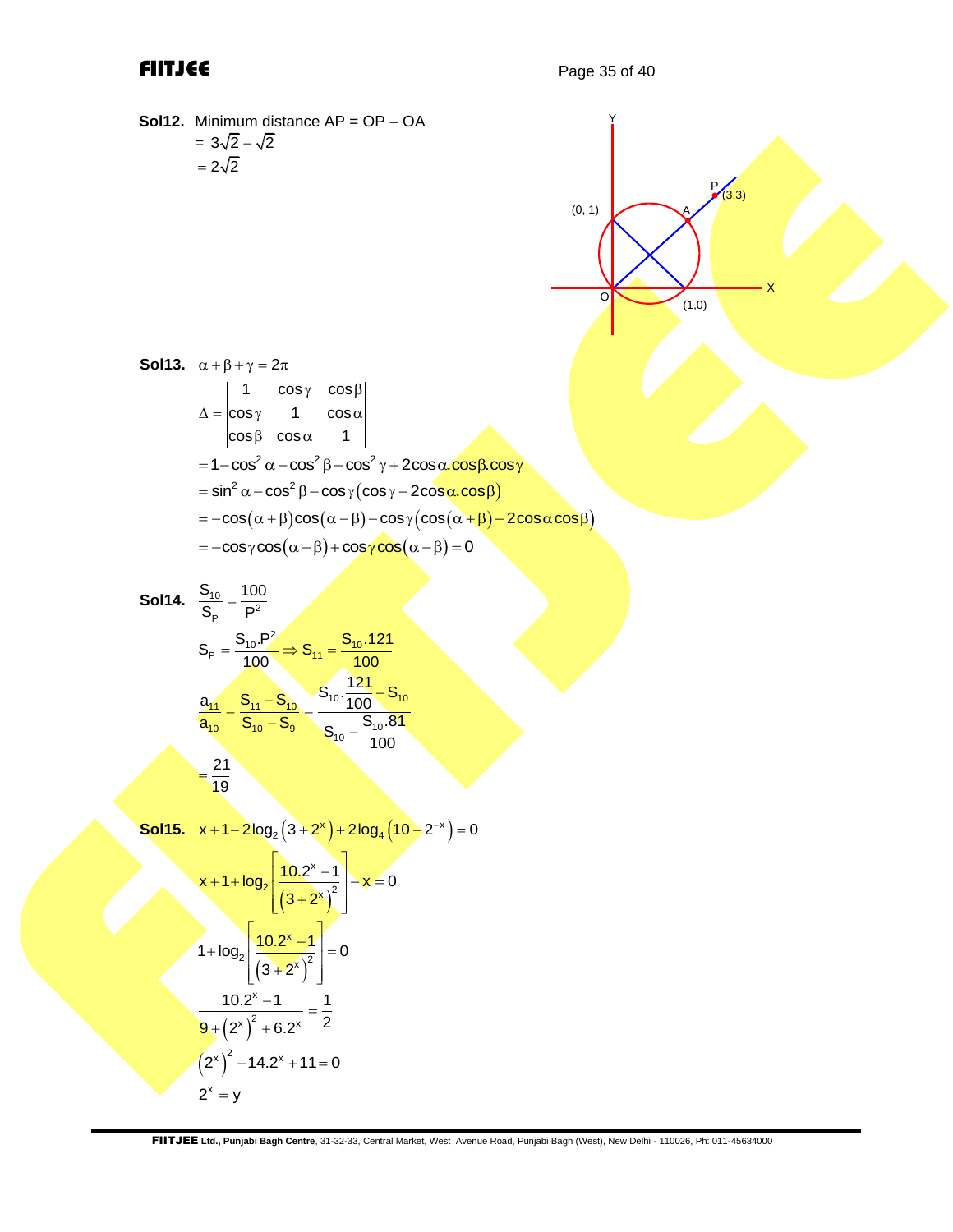**Sol12.** Minimum distance AP = OP – OA

$= 3\sqrt{2} - \sqrt{2}$

$= 2\sqrt{2}$

**Sol13.** $\alpha + \beta + \gamma = 2\pi$

$$\Delta = \begin{vmatrix} 1 & \cos\gamma & \cos\beta \\ \cos\gamma & 1 & \cos\alpha \\ \cos\beta & \cos\alpha & 1 \end{vmatrix}$$

$$= 1 - \cos^2\alpha - \cos^2\beta - \cos^2\gamma + 2\cos\alpha.\cos\beta.\cos\gamma$$

$$= \sin^2\alpha - \cos^2\beta - \cos\gamma\left(\cos\gamma - 2\cos\alpha.\cos\beta\right)$$

$$= -\cos(\alpha+\beta)\cos(\alpha-\beta) - \cos\gamma\left(\cos(\alpha+\beta) - 2\cos\alpha\cos\beta\right)$$

$$= -\cos\gamma\cos(\alpha-\beta) + \cos\gamma\cos(\alpha-\beta) = 0$$

**Sol14.** $\dfrac{S_{10}}{S_P} = \dfrac{100}{P^2}$

$$S_P = \frac{S_{10}.P^2}{100} \Rightarrow S_{11} = \frac{S_{10}.121}{100}$$

$$\frac{a_{11}}{a_{10}} = \frac{S_{11} - S_{10}}{S_{10} - S_9} = \frac{S_{10}\cdot\dfrac{121}{100} - S_{10}}{S_{10} - \dfrac{S_{10}.81}{100}}$$

$$= \frac{21}{19}$$

**Sol15.** $x + 1 - 2\log_2\left(3 + 2^x\right) + 2\log_4\left(10 - 2^{-x}\right) = 0$

$$x + 1 + \log_2\left[\frac{10.2^x - 1}{\left(3 + 2^x\right)^2}\right] - x = 0$$

$$1 + \log_2\left[\frac{10.2^x - 1}{\left(3 + 2^x\right)^2}\right] = 0$$

$$\frac{10.2^x - 1}{9 + \left(2^x\right)^2 + 6.2^x} = \frac{1}{2}$$

$$\left(2^x\right)^2 - 14.2^x + 11 = 0$$

$$2^x = y$$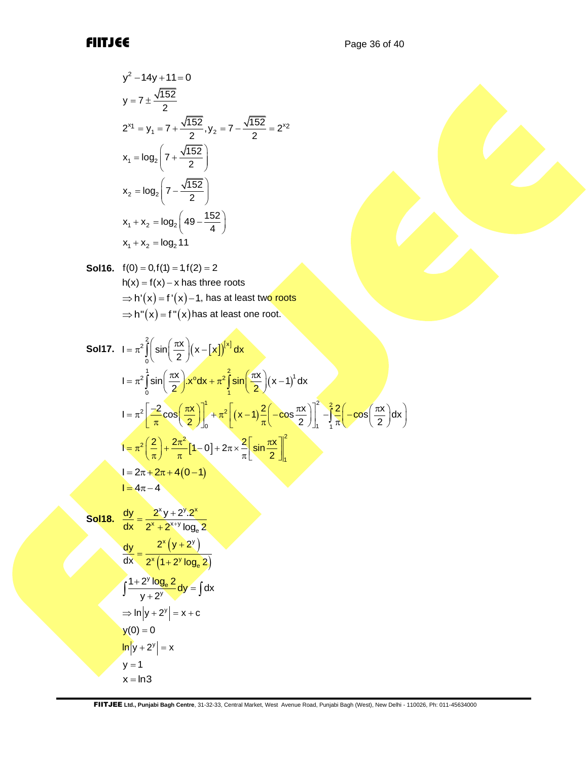$$y^2 - 14y + 11 = 0$$

$$y = 7 \pm \frac{\sqrt{152}}{2}$$

$$2^{x_1} = y_1 = 7 + \frac{\sqrt{152}}{2}, y_2 = 7 - \frac{\sqrt{152}}{2} = 2^{x_2}$$

$$x_1 = \log_2\left(7 + \frac{\sqrt{152}}{2}\right)$$

$$x_2 = \log_2\left(7 - \frac{\sqrt{152}}{2}\right)$$

$$x_1 + x_2 = \log_2\left(49 - \frac{152}{4}\right)$$

$$x_1 + x_2 = \log_2 11$$

**Sol16.** $f(0) = 0, f(1) = 1, f(2) = 2$

$h(x) = f(x) - x$ has three roots

$\Rightarrow h'(x) = f'(x) - 1$, has at least two roots

$\Rightarrow h''(x) = f''(x)$ has at least one root.

**Sol17.** $I = \pi^2 \int_0^2 \left(\sin\left(\frac{\pi x}{2}\right)\left(x - [x]\right)^{[x]} dx\right.$

$$I = \pi^2 \int_0^1 \sin\left(\frac{\pi x}{2}\right).x^0 dx + \pi^2 \int_1^2 \sin\left(\frac{\pi x}{2}\right)(x-1)^1 dx$$

$$I = \pi^2\left[\frac{-2}{\pi}\cos\left(\frac{\pi x}{2}\right)\right]_0^1 + \pi^2\left[(x-1)\frac{2}{\pi}\left(-\cos\frac{\pi x}{2}\right)\right]_1^2 - \int_1^2 \frac{2}{\pi}\left(-\cos\left(\frac{\pi x}{2}\right)dx\right)$$

$$I = \pi^2\left(\frac{2}{\pi}\right) + \frac{2\pi^2}{\pi}[1 - 0] + 2\pi \times \frac{2}{\pi}\left[\sin\frac{\pi x}{2}\right]_1^2$$

$$I = 2\pi + 2\pi + 4(0 - 1)$$

$$I = 4\pi - 4$$

**Sol18.** $\dfrac{dy}{dx} = \dfrac{2^x y + 2^y.2^x}{2^x + 2^{x+y}\log_e 2}$

$$\frac{dy}{dx} = \frac{2^x\left(y + 2^y\right)}{2^x\left(1 + 2^y \log_e 2\right)}$$

$$\int \frac{1 + 2^y \log_e 2}{y + 2^y} dy = \int dx$$

$$\Rightarrow \ln\left|y + 2^y\right| = x + c$$

$$y(0) = 0$$

$$\ln\left|y + 2^y\right| = x$$

$$y = 1$$

$$x = \ln 3$$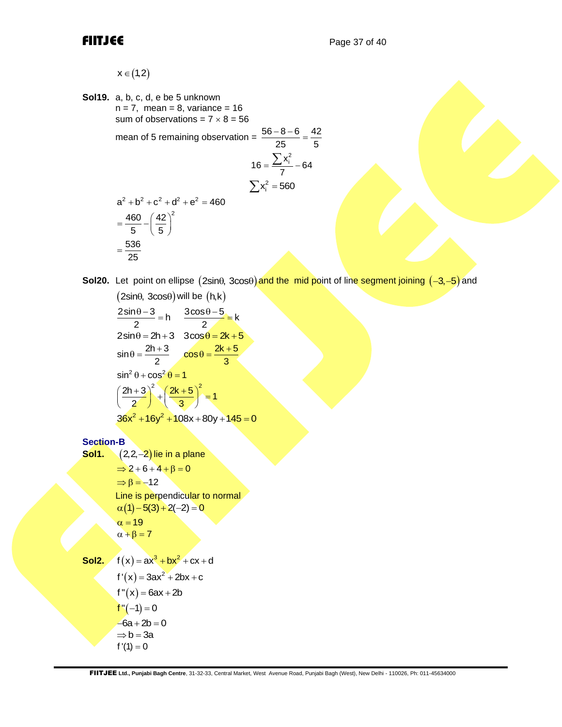$x \in (1, 2)$

**Sol19.** a, b, c, d, e be 5 unknown

n = 7, mean = 8, variance = 16

sum of observations = $7 \times 8 = 56$

mean of 5 remaining observation = $\frac{56-8-6}{25} = \frac{42}{5}$

$$16 = \frac{\sum x_i^2}{7} - 64$$

$$\sum x_i^2 = 560$$

$a^2 + b^2 + c^2 + d^2 + e^2 = 460$

$= \frac{460}{5} - \left(\frac{42}{5}\right)^2$

$= \frac{536}{25}$

**Sol20.** Let point on ellipse $(2\sin\theta, 3\cos\theta)$ and the mid point of line segment joining $(-3, -5)$ and $(2\sin\theta, 3\cos\theta)$ will be $(h, k)$

$\frac{2\sin\theta - 3}{2} = h \quad \frac{3\cos\theta - 5}{2} = k$

$2\sin\theta = 2h + 3 \quad 3\cos\theta = 2k + 5$

$\sin\theta = \frac{2h+3}{2} \quad \cos\theta = \frac{2k+5}{3}$

$\sin^2\theta + \cos^2\theta = 1$

$\left(\frac{2h+3}{2}\right)^2 + \left(\frac{2k+5}{3}\right)^2 = 1$

$36x^2 + 16y^2 + 108x + 80y + 145 = 0$

## Section-B

**Sol1.** $(2, 2, -2)$ lie in a plane

$\Rightarrow 2 + 6 + 4 + \beta = 0$

$\Rightarrow \beta = -12$

Line is perpendicular to normal

$\alpha(1) - 5(3) + 2(-2) = 0$

$\alpha = 19$

$\alpha + \beta = 7$

**Sol2.** $f(x) = ax^3 + bx^2 + cx + d$

$f'(x) = 3ax^2 + 2bx + c$

$f''(x) = 6ax + 2b$

$f''(-1) = 0$

$-6a + 2b = 0$

$\Rightarrow b = 3a$

$f'(1) = 0$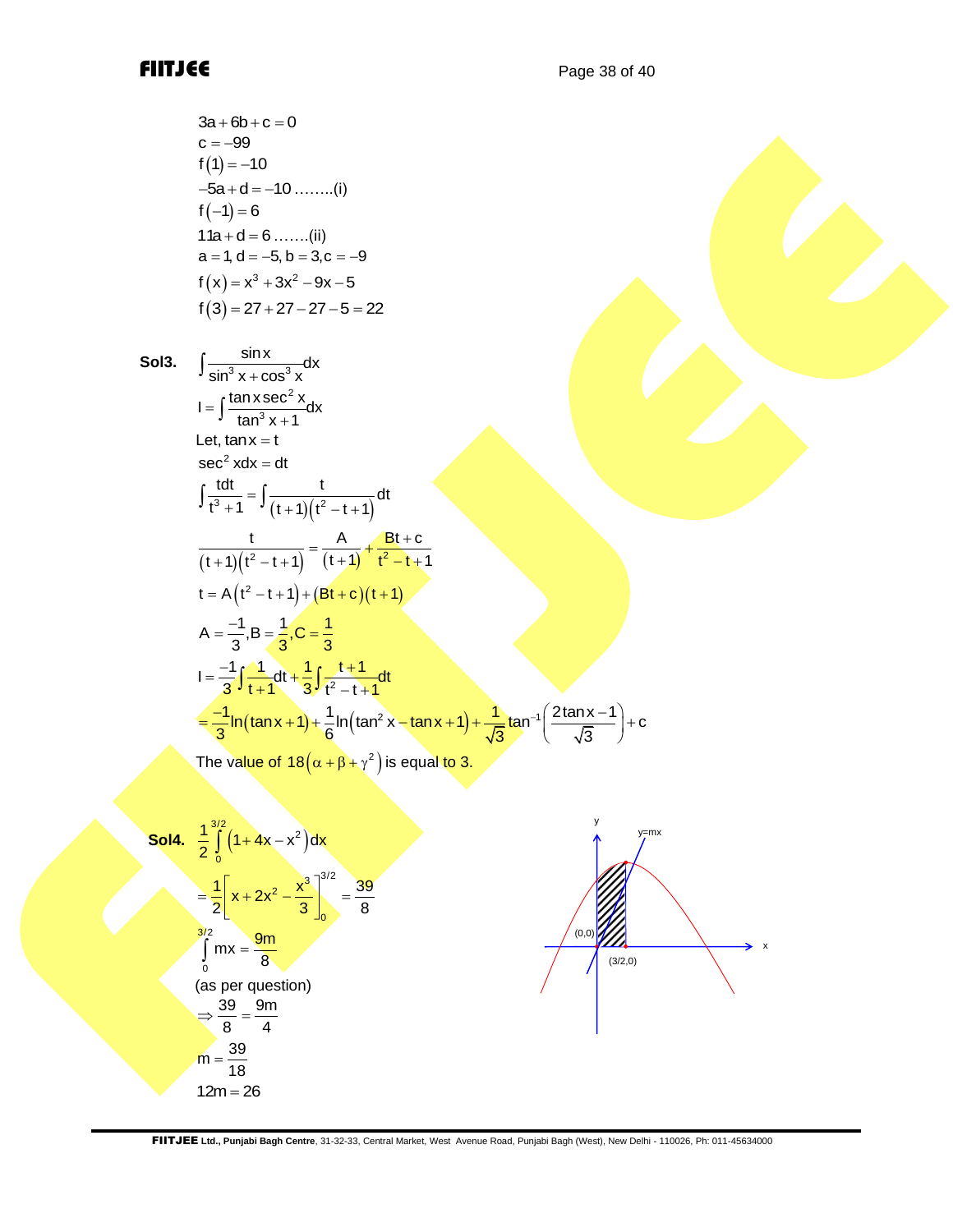$3a + 6b + c = 0$

$c = -99$

$f(1) = -10$

$-5a + d = -10$ ........(i)

$f(-1) = 6$

$11a + d = 6$ .......(ii)

$a = 1, d = -5, b = 3, c = -9$

$f(x) = x^3 + 3x^2 - 9x - 5$

$f(3) = 27 + 27 - 27 - 5 = 22$

**Sol3.** $\int \frac{\sin x}{\sin^3 x + \cos^3 x} dx$

$I = \int \frac{\tan x \sec^2 x}{\tan^3 x + 1} dx$

Let, $\tan x = t$

$\sec^2 x dx = dt$

$\int \frac{t dt}{t^3 + 1} = \int \frac{t}{(t+1)(t^2 - t + 1)} dt$

$\frac{t}{(t+1)(t^2 - t + 1)} = \frac{A}{(t+1)} + \frac{Bt + c}{t^2 - t + 1}$

$t = A(t^2 - t + 1) + (Bt + c)(t + 1)$

$A = \frac{-1}{3}, B = \frac{1}{3}, C = \frac{1}{3}$

$I = \frac{-1}{3}\int \frac{1}{t+1} dt + \frac{1}{3}\int \frac{t+1}{t^2 - t + 1} dt$

$= \frac{-1}{3}\ln(\tan x + 1) + \frac{1}{6}\ln(\tan^2 x - \tan x + 1) + \frac{1}{\sqrt{3}}\tan^{-1}\left(\frac{2\tan x - 1}{\sqrt{3}}\right) + c$

The value of $18(\alpha + \beta + \gamma^2)$ is equal to 3.

**Sol4.** $\frac{1}{2}\int_0^{3/2} (1 + 4x - x^2) dx$

$= \frac{1}{2}\left[x + 2x^2 - \frac{x^3}{3}\right]_0^{3/2} = \frac{39}{8}$

$\int_0^{3/2} mx = \frac{9m}{8}$

(as per question)

$\Rightarrow \frac{39}{8} = \frac{9m}{4}$

$m = \frac{39}{18}$

$12m = 26$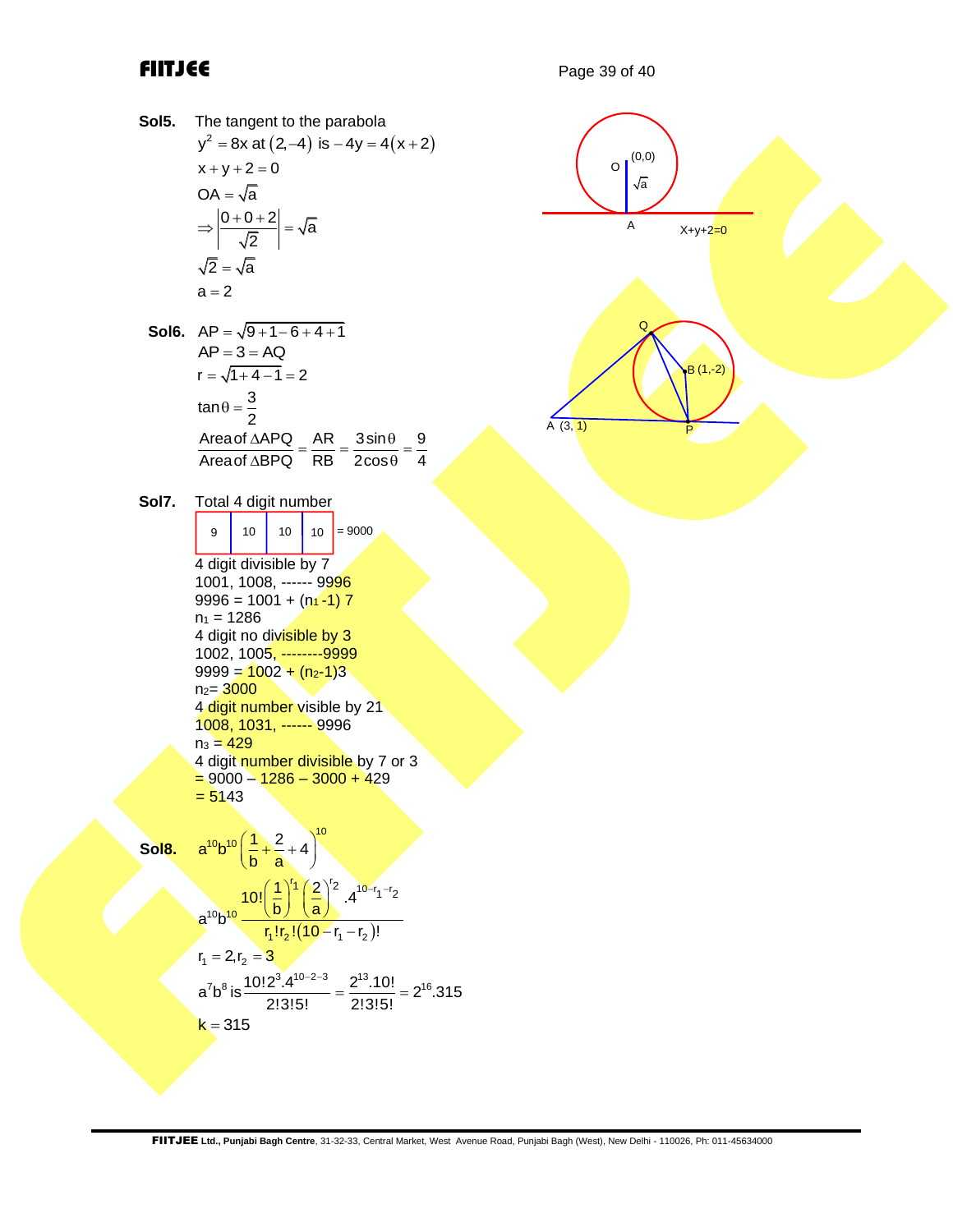**Sol5.** The tangent to the parabola

$y^2 = 8x$ at $(2,-4)$ is $-4y = 4(x+2)$

$x + y + 2 = 0$

$OA = \sqrt{a}$

$\Rightarrow \left|\dfrac{0+0+2}{\sqrt{2}}\right| = \sqrt{a}$

$\sqrt{2} = \sqrt{a}$

$a = 2$

**Sol6.** $AP = \sqrt{9+1-6+4+1}$

$AP = 3 = AQ$

$r = \sqrt{1+4-1} = 2$

$\tan\theta = \dfrac{3}{2}$

$\dfrac{\text{Area of } \Delta APQ}{\text{Area of } \Delta BPQ} = \dfrac{AR}{RB} = \dfrac{3\sin\theta}{2\cos\theta} = \dfrac{9}{4}$

**Sol7.** Total 4 digit number

| 9 | 10 | 10 | 10 |
|---|---|---|---|

= 9000

4 digit divisible by 7

1001, 1008, ------ 9996

9996 = 1001 + ($n_1$ -1) 7

$n_1$ = 1286

4 digit no divisible by 3

1002, 1005, --------9999

9999 = 1002 + ($n_2$-1)3

$n_2$= 3000

4 digit number visible by 21

1008, 1031, ------ 9996

$n_3$ = 429

4 digit number divisible by 7 or 3

= 9000 – 1286 – 3000 + 429

= 5143

**Sol8.** $a^{10}b^{10}\left(\dfrac{1}{b}+\dfrac{2}{a}+4\right)^{10}$

$a^{10}b^{10}\dfrac{10!\left(\dfrac{1}{b}\right)^{r_1}\left(\dfrac{2}{a}\right)^{r_2}.4^{10-r_1-r_2}}{r_1!r_2!(10-r_1-r_2)!}$

$r_1 = 2, r_2 = 3$

$a^7b^8$ is $\dfrac{10!2^3.4^{10-2-3}}{2!3!5!} = \dfrac{2^{13}.10!}{2!3!5!} = 2^{16}.315$

$k = 315$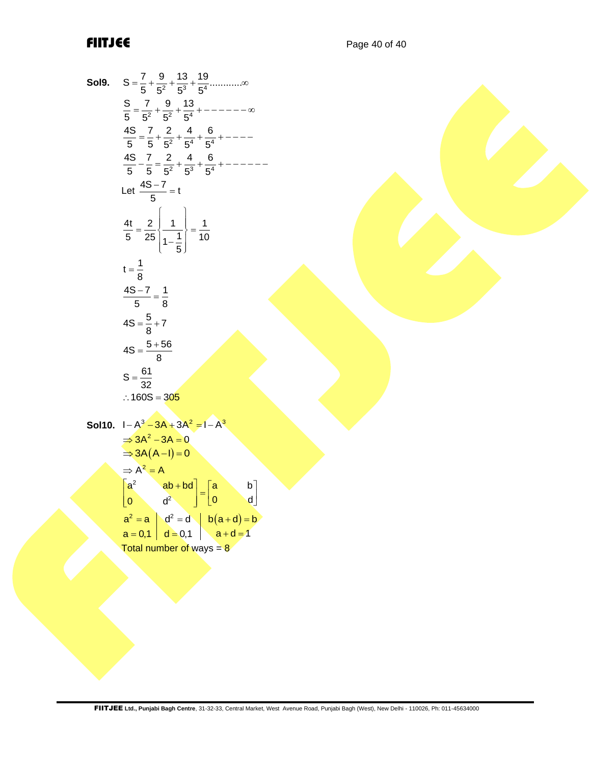**Sol9.** $S = \frac{7}{5} + \frac{9}{5^2} + \frac{13}{5^3} + \frac{19}{5^4} ............\infty$

$\frac{S}{5} = \frac{7}{5^2} + \frac{9}{5^2} + \frac{13}{5^4} + ------\infty$

$\frac{4S}{5} = \frac{7}{5} + \frac{2}{5^2} + \frac{4}{5^4} + \frac{6}{5^4} + ----$

$\frac{4S}{5} - \frac{7}{5} = \frac{2}{5^2} + \frac{4}{5^3} + \frac{6}{5^4} + ------$

Let $\frac{4S-7}{5} = t$

$\frac{4t}{5} = \frac{2}{25}\left\{\frac{1}{\left(1-\frac{1}{5}\right)}\right\} = \frac{1}{10}$

$t = \frac{1}{8}$

$\frac{4S-7}{5} = \frac{1}{8}$

$4S = \frac{5}{8} + 7$

$4S = \frac{5+56}{8}$

$S = \frac{61}{32}$

$\therefore 160S = 305$

**Sol10.** $I - A^3 - 3A + 3A^2 = I - A^3$

$\Rightarrow 3A^2 - 3A = 0$

$\Rightarrow 3A(A - I) = 0$

$\Rightarrow A^2 = A$

$$\begin{bmatrix} a^2 & ab+bd \\ 0 & d^2 \end{bmatrix} = \begin{bmatrix} a & b \\ 0 & d \end{bmatrix}$$

| | | |
|---|---|---|
| $a^2 = a$ | $d^2 = d$ | $b(a+d) = b$ |
| $a = 0,1$ | $d = 0,1$ | $a + d = 1$ |

Total number of ways = 8